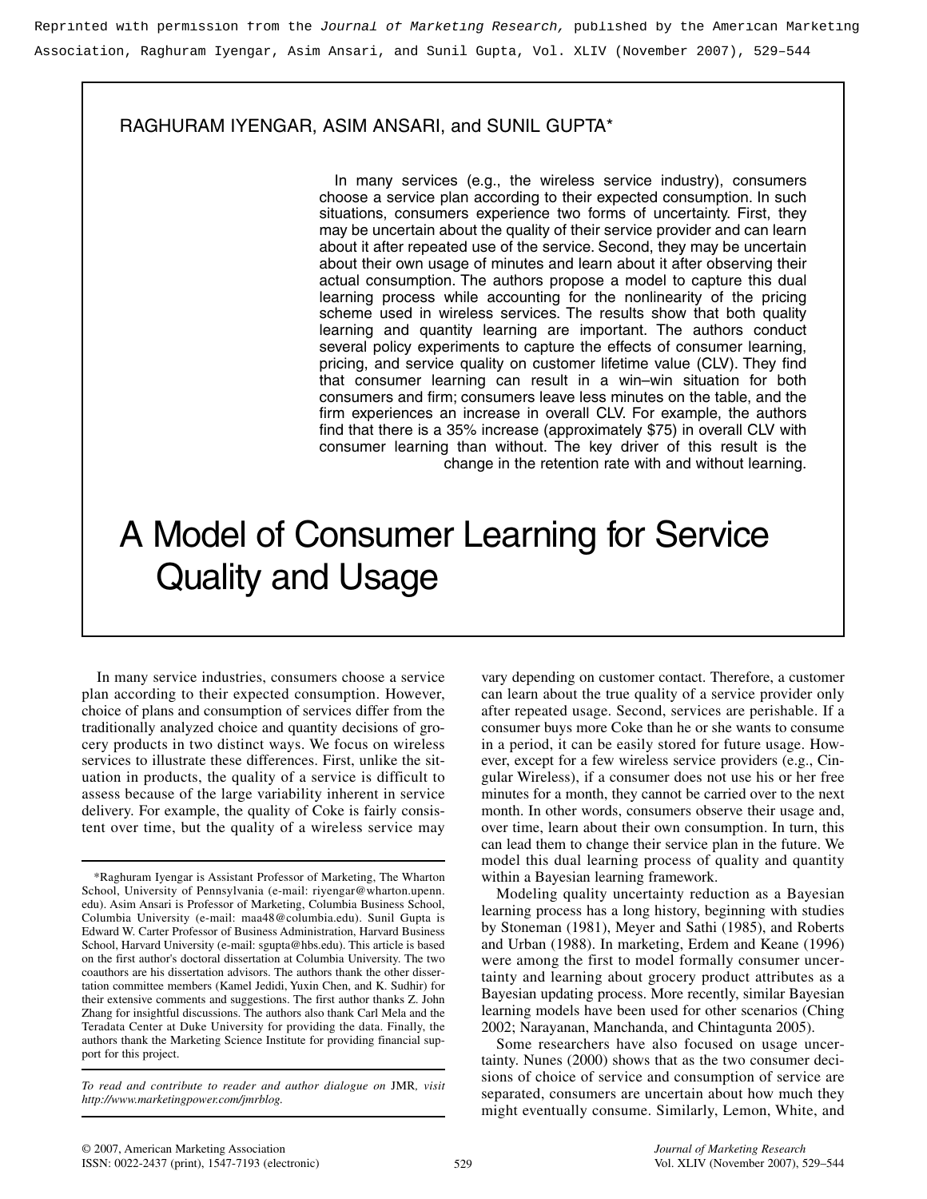Reprinted with permission from the *Journal of Marketing Research,* published by the American Marketing Association, Raghuram Iyengar, Asim Ansari, and Sunil Gupta, Vol. XLIV (November 2007), 529–544

RAGHURAM IYENGAR, ASIM ANSARI, and SUNIL GUPTA*

In many services (e.g., the wireless service industry), consumers choose a service plan according to their expected consumption. In such situations, consumers experience two forms of uncertainty. First, they may be uncertain about the quality of their service provider and can learn about it after repeated use of the service. Second, they may be uncertain about their own usage of minutes and learn about it after observing their actual consumption. The authors propose a model to capture this dual learning process while accounting for the nonlinearity of the pricing scheme used in wireless services. The results show that both quality learning and quantity learning are important. The authors conduct several policy experiments to capture the effects of consumer learning, pricing, and service quality on customer lifetime value (CLV). They find that consumer learning can result in a win–win situation for both consumers and firm; consumers leave less minutes on the table, and the firm experiences an increase in overall CLV. For example, the authors find that there is a 35% increase (approximately $75) in overall CLV with consumer learning than without. The key driver of this result is the change in the retention rate with and without learning.

# A Model of Consumer Learning for Service Quality and Usage

In many service industries, consumers choose a service plan according to their expected consumption. However, choice of plans and consumption of services differ from the traditionally analyzed choice and quantity decisions of grocery products in two distinct ways. We focus on wireless services to illustrate these differences. First, unlike the situation in products, the quality of a service is difficult to assess because of the large variability inherent in service delivery. For example, the quality of Coke is fairly consistent over time, but the quality of a wireless service may vary depending on customer contact. Therefore, a customer can learn about the true quality of a service provider only after repeated usage. Second, services are perishable. If a consumer buys more Coke than he or she wants to consume in a period, it can be easily stored for future usage. However, except for a few wireless service providers (e.g., Cingular Wireless), if a consumer does not use his or her free minutes for a month, they cannot be carried over to the next month. In other words, consumers observe their usage and, over time, learn about their own consumption. In turn, this can lead them to change their service plan in the future. We model this dual learning process of quality and quantity within a Bayesian learning framework.

Modeling quality uncertainty reduction as a Bayesian learning process has a long history, beginning with studies by Stoneman (1981), Meyer and Sathi (1985), and Roberts and Urban (1988). In marketing, Erdem and Keane (1996) were among the first to model formally consumer uncertainty and learning about grocery product attributes as a Bayesian updating process. More recently, similar Bayesian learning models have been used for other scenarios (Ching 2002; Narayanan, Manchanda, and Chintagunta 2005).

Some researchers have also focused on usage uncertainty. Nunes (2000) shows that as the two consumer decisions of choice of service and consumption of service are separated, consumers are uncertain about how much they might eventually consume. Similarly, Lemon, White, and

*Raghuram Iyengar is Assistant Professor of Marketing, The Wharton School, University of Pennsylvania (e-mail: riyengar@wharton.upenn.edu). Asim Ansari is Professor of Marketing, Columbia Business School, Columbia University (e-mail: maa48@columbia.edu). Sunil Gupta is Edward W. Carter Professor of Business Administration, Harvard Business School, Harvard University (e-mail: sgupta@hbs.edu). This article is based on the first author's doctoral dissertation at Columbia University. The two coauthors are his dissertation advisors. The authors thank the other dissertation committee members (Kamel Jedidi, Yuxin Chen, and K. Sudhir) for their extensive comments and suggestions. The first author thanks Z. John Zhang for insightful discussions. The authors also thank Carl Mela and the Teradata Center at Duke University for providing the data. Finally, the authors thank the Marketing Science Institute for providing financial support for this project.

*To read and contribute to reader and author dialogue on* JMR*, visit http://www.marketingpower.com/jmrblog.*

© 2007, American Marketing Association
ISSN: 0022-2437 (print), 1547-7193 (electronic)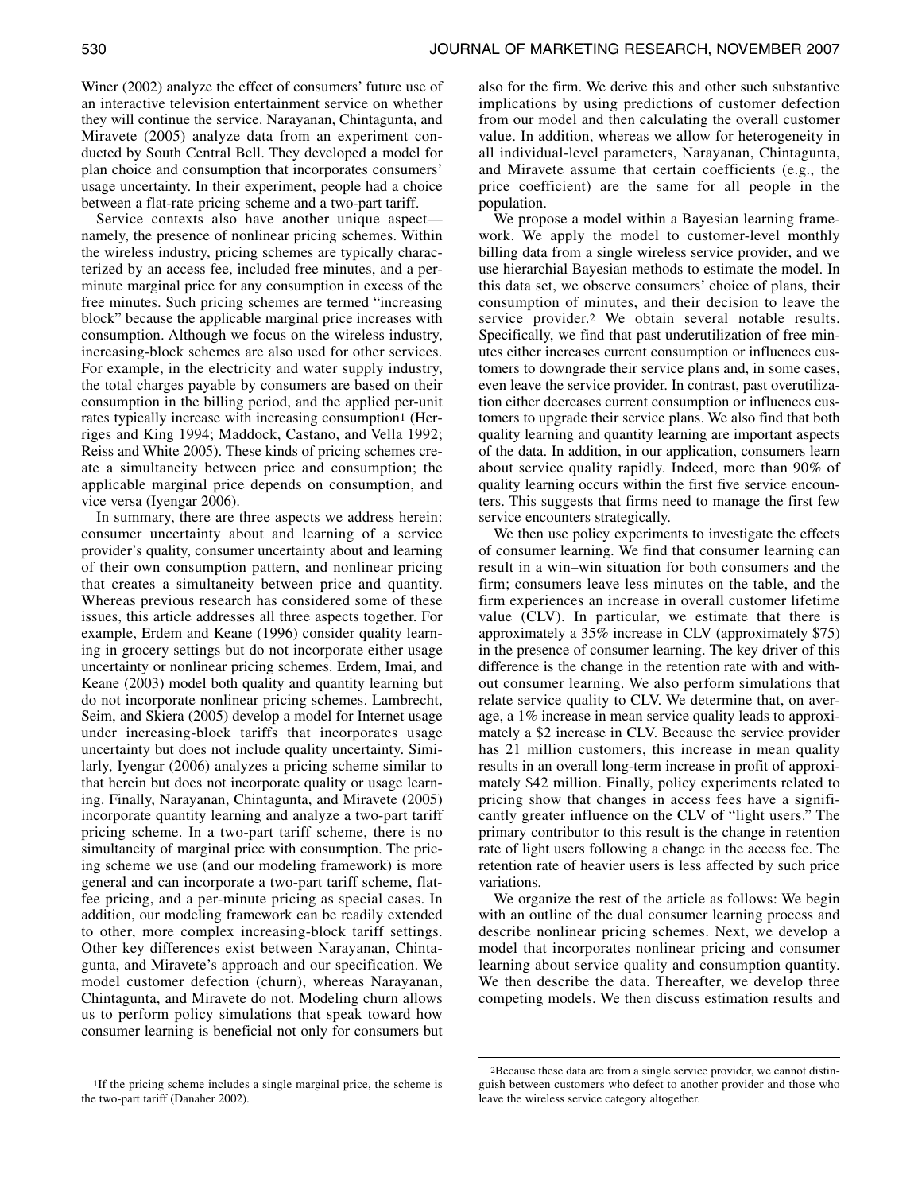Winer (2002) analyze the effect of consumers' future use of an interactive television entertainment service on whether they will continue the service. Narayanan, Chintagunta, and Miravete (2005) analyze data from an experiment conducted by South Central Bell. They developed a model for plan choice and consumption that incorporates consumers' usage uncertainty. In their experiment, people had a choice between a flat-rate pricing scheme and a two-part tariff.

Service contexts also have another unique aspect—namely, the presence of nonlinear pricing schemes. Within the wireless industry, pricing schemes are typically characterized by an access fee, included free minutes, and a per-minute marginal price for any consumption in excess of the free minutes. Such pricing schemes are termed "increasing block" because the applicable marginal price increases with consumption. Although we focus on the wireless industry, increasing-block schemes are also used for other services. For example, in the electricity and water supply industry, the total charges payable by consumers are based on their consumption in the billing period, and the applied per-unit rates typically increase with increasing consumption[1] (Herriges and King 1994; Maddock, Castano, and Vella 1992; Reiss and White 2005). These kinds of pricing schemes create a simultaneity between price and consumption; the applicable marginal price depends on consumption, and vice versa (Iyengar 2006).

In summary, there are three aspects we address herein: consumer uncertainty about and learning of a service provider's quality, consumer uncertainty about and learning of their own consumption pattern, and nonlinear pricing that creates a simultaneity between price and quantity. Whereas previous research has considered some of these issues, this article addresses all three aspects together. For example, Erdem and Keane (1996) consider quality learning in grocery settings but do not incorporate either usage uncertainty or nonlinear pricing schemes. Erdem, Imai, and Keane (2003) model both quality and quantity learning but do not incorporate nonlinear pricing schemes. Lambrecht, Seim, and Skiera (2005) develop a model for Internet usage under increasing-block tariffs that incorporates usage uncertainty but does not include quality uncertainty. Similarly, Iyengar (2006) analyzes a pricing scheme similar to that herein but does not incorporate quality or usage learning. Finally, Narayanan, Chintagunta, and Miravete (2005) incorporate quantity learning and analyze a two-part tariff pricing scheme. In a two-part tariff scheme, there is no simultaneity of marginal price with consumption. The pricing scheme we use (and our modeling framework) is more general and can incorporate a two-part tariff scheme, flat-fee pricing, and a per-minute pricing as special cases. In addition, our modeling framework can be readily extended to other, more complex increasing-block tariff settings. Other key differences exist between Narayanan, Chintagunta, and Miravete's approach and our specification. We model customer defection (churn), whereas Narayanan, Chintagunta, and Miravete do not. Modeling churn allows us to perform policy simulations that speak toward how consumer learning is beneficial not only for consumers but also for the firm. We derive this and other such substantive implications by using predictions of customer defection from our model and then calculating the overall customer value. In addition, whereas we allow for heterogeneity in all individual-level parameters, Narayanan, Chintagunta, and Miravete assume that certain coefficients (e.g., the price coefficient) are the same for all people in the population.

We propose a model within a Bayesian learning framework. We apply the model to customer-level monthly billing data from a single wireless service provider, and we use hierarchial Bayesian methods to estimate the model. In this data set, we observe consumers' choice of plans, their consumption of minutes, and their decision to leave the service provider.[2] We obtain several notable results. Specifically, we find that past underutilization of free minutes either increases current consumption or influences customers to downgrade their service plans and, in some cases, even leave the service provider. In contrast, past overutilization either decreases current consumption or influences customers to upgrade their service plans. We also find that both quality learning and quantity learning are important aspects of the data. In addition, in our application, consumers learn about service quality rapidly. Indeed, more than 90% of quality learning occurs within the first five service encounters. This suggests that firms need to manage the first few service encounters strategically.

We then use policy experiments to investigate the effects of consumer learning. We find that consumer learning can result in a win–win situation for both consumers and the firm; consumers leave less minutes on the table, and the firm experiences an increase in overall customer lifetime value (CLV). In particular, we estimate that there is approximately a 35% increase in CLV (approximately $75) in the presence of consumer learning. The key driver of this difference is the change in the retention rate with and without consumer learning. We also perform simulations that relate service quality to CLV. We determine that, on average, a 1% increase in mean service quality leads to approximately a $2 increase in CLV. Because the service provider has 21 million customers, this increase in mean quality results in an overall long-term increase in profit of approximately $42 million. Finally, policy experiments related to pricing show that changes in access fees have a significantly greater influence on the CLV of "light users." The primary contributor to this result is the change in retention rate of light users following a change in the access fee. The retention rate of heavier users is less affected by such price variations.

We organize the rest of the article as follows: We begin with an outline of the dual consumer learning process and describe nonlinear pricing schemes. Next, we develop a model that incorporates nonlinear pricing and consumer learning about service quality and consumption quantity. We then describe the data. Thereafter, we develop three competing models. We then discuss estimation results and

[1]If the pricing scheme includes a single marginal price, the scheme is the two-part tariff (Danaher 2002).

[2]Because these data are from a single service provider, we cannot distinguish between customers who defect to another provider and those who leave the wireless service category altogether.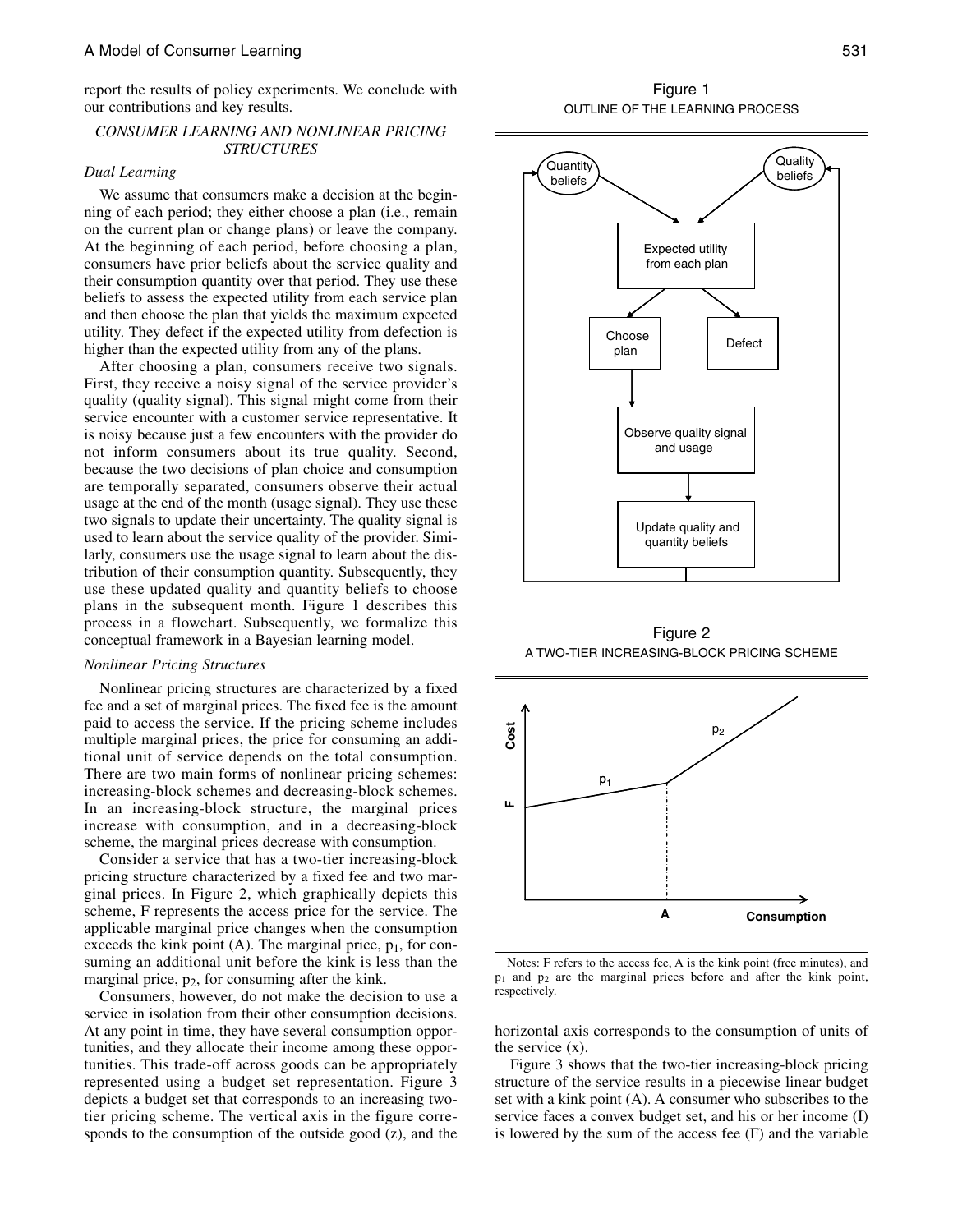report the results of policy experiments. We conclude with our contributions and key results.

## CONSUMER LEARNING AND NONLINEAR PRICING STRUCTURES

### *Dual Learning*

We assume that consumers make a decision at the beginning of each period; they either choose a plan (i.e., remain on the current plan or change plans) or leave the company. At the beginning of each period, before choosing a plan, consumers have prior beliefs about the service quality and their consumption quantity over that period. They use these beliefs to assess the expected utility from each service plan and then choose the plan that yields the maximum expected utility. They defect if the expected utility from defection is higher than the expected utility from any of the plans.

After choosing a plan, consumers receive two signals. First, they receive a noisy signal of the service provider's quality (quality signal). This signal might come from their service encounter with a customer service representative. It is noisy because just a few encounters with the provider do not inform consumers about its true quality. Second, because the two decisions of plan choice and consumption are temporally separated, consumers observe their actual usage at the end of the month (usage signal). They use these two signals to update their uncertainty. The quality signal is used to learn about the service quality of the provider. Similarly, consumers use the usage signal to learn about the distribution of their consumption quantity. Subsequently, they use these updated quality and quantity beliefs to choose plans in the subsequent month. Figure 1 describes this process in a flowchart. Subsequently, we formalize this conceptual framework in a Bayesian learning model.

Figure 1
OUTLINE OF THE LEARNING PROCESS

Quantity beliefs

Quality beliefs

Expected utility from each plan

Choose plan

Defect

Observe quality signal and usage

Update quality and quantity beliefs

### *Nonlinear Pricing Structures*

Nonlinear pricing structures are characterized by a fixed fee and a set of marginal prices. The fixed fee is the amount paid to access the service. If the pricing scheme includes multiple marginal prices, the price for consuming an additional unit of service depends on the total consumption. There are two main forms of nonlinear pricing schemes: increasing-block schemes and decreasing-block schemes. In an increasing-block structure, the marginal prices increase with consumption, and in a decreasing-block scheme, the marginal prices decrease with consumption.

Consider a service that has a two-tier increasing-block pricing structure characterized by a fixed fee and two marginal prices. In Figure 2, which graphically depicts this scheme, F represents the access price for the service. The applicable marginal price changes when the consumption exceeds the kink point (A). The marginal price, $p_1$, for consuming an additional unit before the kink is less than the marginal price, $p_2$, for consuming after the kink.

Figure 2
A TWO-TIER INCREASING-BLOCK PRICING SCHEME

Cost

F

$p_1$

$p_2$

A

Consumption

Notes: F refers to the access fee, A is the kink point (free minutes), and $p_1$ and $p_2$ are the marginal prices before and after the kink point, respectively.

Consumers, however, do not make the decision to use a service in isolation from their other consumption decisions. At any point in time, they have several consumption opportunities, and they allocate their income among these opportunities. This trade-off across goods can be appropriately represented using a budget set representation. Figure 3 depicts a budget set that corresponds to an increasing two-tier pricing scheme. The vertical axis in the figure corresponds to the consumption of the outside good (z), and the horizontal axis corresponds to the consumption of units of the service (x).

Figure 3 shows that the two-tier increasing-block pricing structure of the service results in a piecewise linear budget set with a kink point (A). A consumer who subscribes to the service faces a convex budget set, and his or her income (I) is lowered by the sum of the access fee (F) and the variable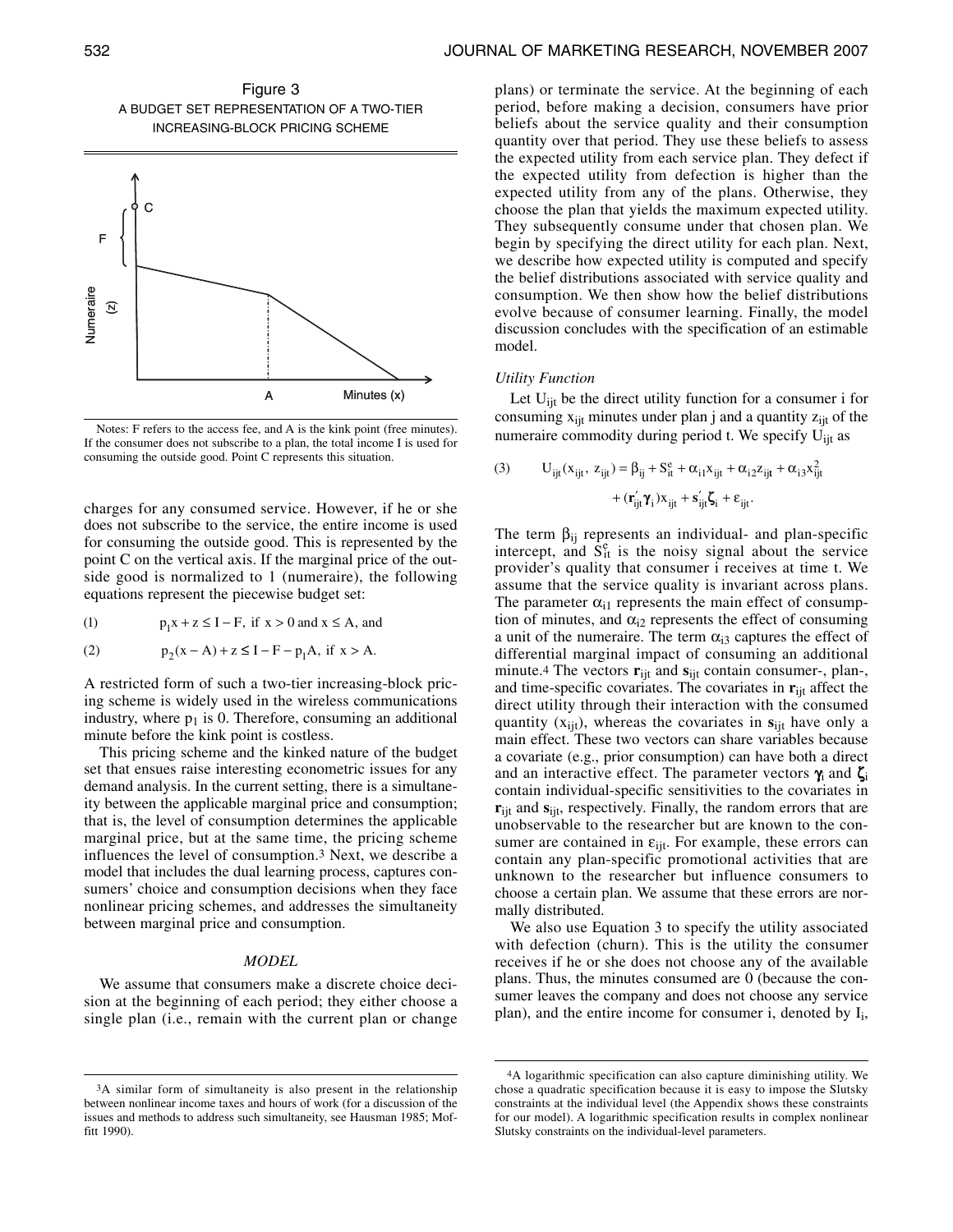Figure 3

A BUDGET SET REPRESENTATION OF A TWO-TIER INCREASING-BLOCK PRICING SCHEME

Notes: F refers to the access fee, and A is the kink point (free minutes). If the consumer does not subscribe to a plan, the total income I is used for consuming the outside good. Point C represents this situation.

charges for any consumed service. However, if he or she does not subscribe to the service, the entire income is used for consuming the outside good. This is represented by the point C on the vertical axis. If the marginal price of the outside good is normalized to 1 (numeraire), the following equations represent the piecewise budget set:

$$p_1x + z \leq I - F, \text{ if } x > 0 \text{ and } x \leq A, \text{ and} \tag{1}$$

$$p_2(x - A) + z \leq I - F - p_1A, \text{ if } x > A. \tag{2}$$

A restricted form of such a two-tier increasing-block pricing scheme is widely used in the wireless communications industry, where $p_1$ is 0. Therefore, consuming an additional minute before the kink point is costless.

This pricing scheme and the kinked nature of the budget set that ensues raise interesting econometric issues for any demand analysis. In the current setting, there is a simultaneity between the applicable marginal price and consumption; that is, the level of consumption determines the applicable marginal price, but at the same time, the pricing scheme influences the level of consumption.[3] Next, we describe a model that includes the dual learning process, captures consumers' choice and consumption decisions when they face nonlinear pricing schemes, and addresses the simultaneity between marginal price and consumption.

## MODEL

We assume that consumers make a discrete choice decision at the beginning of each period; they either choose a single plan (i.e., remain with the current plan or change plans) or terminate the service. At the beginning of each period, before making a decision, consumers have prior beliefs about the service quality and their consumption quantity over that period. They use these beliefs to assess the expected utility from each service plan. They defect if the expected utility from defection is higher than the expected utility from any of the plans. Otherwise, they choose the plan that yields the maximum expected utility. They subsequently consume under that chosen plan. We begin by specifying the direct utility for each plan. Next, we describe how expected utility is computed and specify the belief distributions associated with service quality and consumption. We then show how the belief distributions evolve because of consumer learning. Finally, the model discussion concludes with the specification of an estimable model.

### *Utility Function*

Let $U_{ijt}$ be the direct utility function for a consumer i for consuming $x_{ijt}$ minutes under plan j and a quantity $z_{ijt}$ of the numeraire commodity during period t. We specify $U_{ijt}$ as

$$U_{ijt}(x_{ijt}, z_{ijt}) = \beta_{ij} + S^e_{it} + \alpha_{i1}x_{ijt} + \alpha_{i2}z_{ijt} + \alpha_{i3}x^2_{ijt} + (\mathbf{r}'_{ijt}\boldsymbol{\gamma}_i)x_{ijt} + \mathbf{s}'_{ijt}\boldsymbol{\zeta}_i + \varepsilon_{ijt}. \tag{3}$$

The term $\beta_{ij}$ represents an individual- and plan-specific intercept, and $S^e_{it}$ is the noisy signal about the service provider's quality that consumer i receives at time t. We assume that the service quality is invariant across plans. The parameter $\alpha_{i1}$ represents the main effect of consumption of minutes, and $\alpha_{i2}$ represents the effect of consuming a unit of the numeraire. The term $\alpha_{i3}$ captures the effect of differential marginal impact of consuming an additional minute.[4] The vectors $\mathbf{r}_{ijt}$ and $\mathbf{s}_{ijt}$ contain consumer-, plan-, and time-specific covariates. The covariates in $\mathbf{r}_{ijt}$ affect the direct utility through their interaction with the consumed quantity ($x_{ijt}$), whereas the covariates in $\mathbf{s}_{ijt}$ have only a main effect. These two vectors can share variables because a covariate (e.g., prior consumption) can have both a direct and an interactive effect. The parameter vectors $\boldsymbol{\gamma}_i$ and $\boldsymbol{\zeta}_i$ contain individual-specific sensitivities to the covariates in $\mathbf{r}_{ijt}$ and $\mathbf{s}_{ijt}$, respectively. Finally, the random errors that are unobservable to the researcher but are known to the consumer are contained in $\varepsilon_{ijt}$. For example, these errors can contain any plan-specific promotional activities that are unknown to the researcher but influence consumers to choose a certain plan. We assume that these errors are normally distributed.

We also use Equation 3 to specify the utility associated with defection (churn). This is the utility the consumer receives if he or she does not choose any of the available plans. Thus, the minutes consumed are 0 (because the consumer leaves the company and does not choose any service plan), and the entire income for consumer i, denoted by $I_i$,

---

[3] A similar form of simultaneity is also present in the relationship between nonlinear income taxes and hours of work (for a discussion of the issues and methods to address such simultaneity, see Hausman 1985; Moffitt 1990).

[4] A logarithmic specification can also capture diminishing utility. We chose a quadratic specification because it is easy to impose the Slutsky constraints at the individual level (the Appendix shows these constraints for our model). A logarithmic specification results in complex nonlinear Slutsky constraints on the individual-level parameters.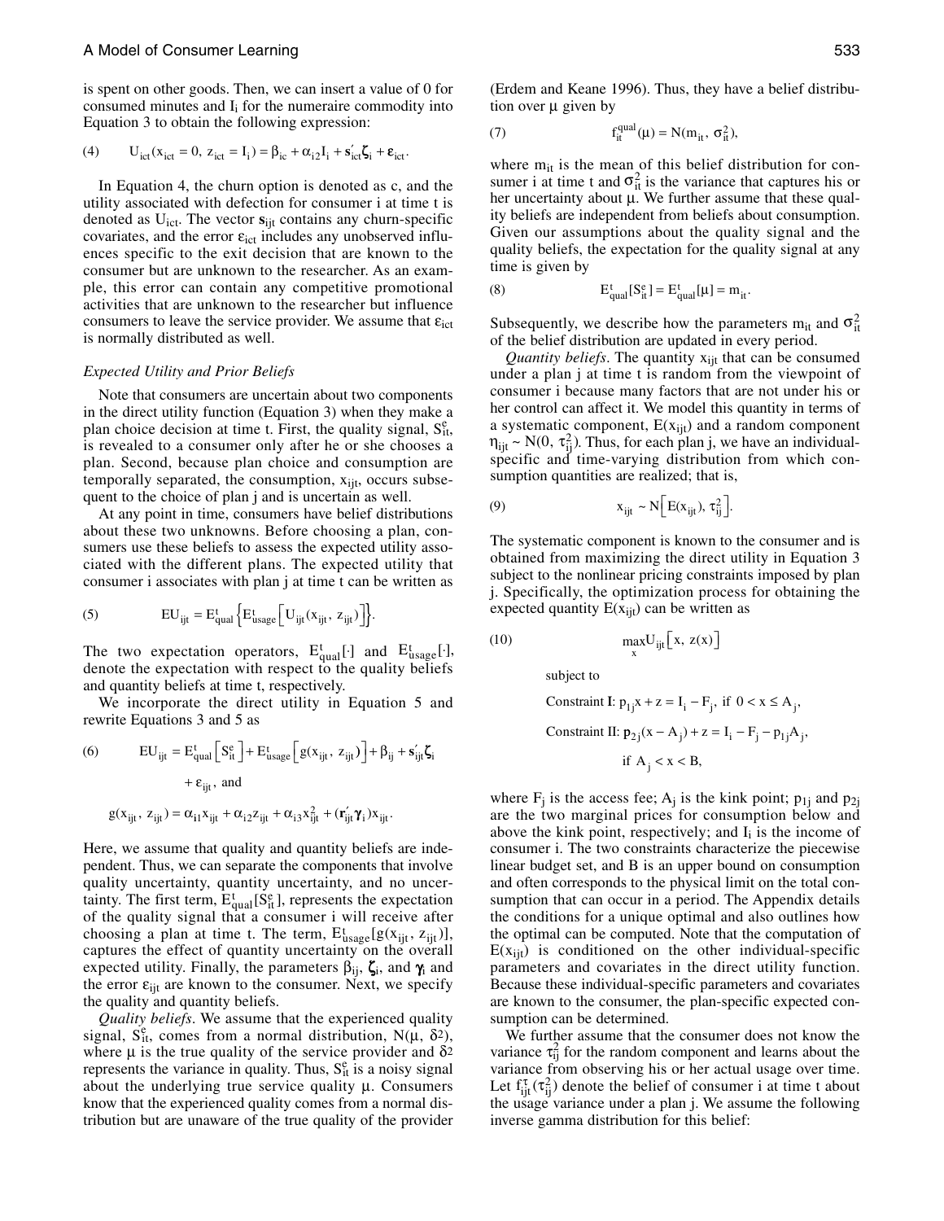is spent on other goods. Then, we can insert a value of 0 for consumed minutes and $I_i$ for the numeraire commodity into Equation 3 to obtain the following expression:

$$U_{ict}(x_{ict} = 0,\ z_{ict} = I_i) = \beta_{ic} + \alpha_{i2}I_i + \mathbf{s}_{ict}'\boldsymbol{\zeta}_i + \varepsilon_{ict}. \tag{4}$$

In Equation 4, the churn option is denoted as c, and the utility associated with defection for consumer i at time t is denoted as $U_{ict}$. The vector $\mathbf{s}_{ijt}$ contains any churn-specific covariates, and the error $\varepsilon_{ict}$ includes any unobserved influences specific to the exit decision that are known to the consumer but are unknown to the researcher. As an example, this error can contain any competitive promotional activities that are unknown to the researcher but influence consumers to leave the service provider. We assume that $\varepsilon_{ict}$ is normally distributed as well.

### *Expected Utility and Prior Beliefs*

Note that consumers are uncertain about two components in the direct utility function (Equation 3) when they make a plan choice decision at time t. First, the quality signal, $S_{it}^e$, is revealed to a consumer only after he or she chooses a plan. Second, because plan choice and consumption are temporally separated, the consumption, $x_{ijt}$, occurs subsequent to the choice of plan j and is uncertain as well.

At any point in time, consumers have belief distributions about these two unknowns. Before choosing a plan, consumers use these beliefs to assess the expected utility associated with the different plans. The expected utility that consumer i associates with plan j at time t can be written as

$$EU_{ijt} = E_{qual}^t\left\{E_{usage}^t\left[U_{ijt}(x_{ijt},\ z_{ijt})\right]\right\}. \tag{5}$$

The two expectation operators, $E_{qual}^t[\cdot]$ and $E_{usage}^t[\cdot]$, denote the expectation with respect to the quality beliefs and quantity beliefs at time t, respectively.

We incorporate the direct utility in Equation 5 and rewrite Equations 3 and 5 as

$$EU_{ijt} = E_{qual}^t\left[S_{it}^e\right] + E_{usage}^t\left[g(x_{ijt},\ z_{ijt})\right] + \beta_{ij} + \mathbf{s}_{ijt}'\boldsymbol{\zeta}_i + \varepsilon_{ijt},\ \text{and} \tag{6}$$

$$g(x_{ijt},\ z_{ijt}) = \alpha_{i1}x_{ijt} + \alpha_{i2}z_{ijt} + \alpha_{i3}x_{ijt}^2 + (\mathbf{r}_{ijt}'\boldsymbol{\gamma}_i)x_{ijt}.$$

Here, we assume that quality and quantity beliefs are independent. Thus, we can separate the components that involve quality uncertainty, quantity uncertainty, and no uncertainty. The first term, $E_{qual}^t[S_{it}^e]$, represents the expectation of the quality signal that a consumer i will receive after choosing a plan at time t. The term, $E_{usage}^t[g(x_{ijt},\ z_{ijt})]$, captures the effect of quantity uncertainty on the overall expected utility. Finally, the parameters $\beta_{ij}$, $\boldsymbol{\zeta}_i$, and $\boldsymbol{\gamma}_i$ and the error $\varepsilon_{ijt}$ are known to the consumer. Next, we specify the quality and quantity beliefs.

*Quality beliefs*. We assume that the experienced quality signal, $S_{it}^e$, comes from a normal distribution, $N(\mu,\ \delta^2)$, where $\mu$ is the true quality of the service provider and $\delta^2$ represents the variance in quality. Thus, $S_{it}^e$ is a noisy signal about the underlying true service quality $\mu$. Consumers know that the experienced quality comes from a normal distribution but are unaware of the true quality of the provider (Erdem and Keane 1996). Thus, they have a belief distribution over $\mu$ given by

$$f_{it}^{qual}(\mu) = N(m_{it},\ \sigma_{it}^2), \tag{7}$$

where $m_{it}$ is the mean of this belief distribution for consumer i at time t and $\sigma_{it}^2$ is the variance that captures his or her uncertainty about $\mu$. We further assume that these quality beliefs are independent from beliefs about consumption. Given our assumptions about the quality signal and the quality beliefs, the expectation for the quality signal at any time is given by

$$E_{qual}^t[S_{it}^e] = E_{qual}^t[\mu] = m_{it}. \tag{8}$$

Subsequently, we describe how the parameters $m_{it}$ and $\sigma_{it}^2$ of the belief distribution are updated in every period.

*Quantity beliefs*. The quantity $x_{ijt}$ that can be consumed under a plan j at time t is random from the viewpoint of consumer i because many factors that are not under his or her control can affect it. We model this quantity in terms of a systematic component, $E(x_{ijt})$ and a random component $\eta_{ijt} \sim N(0,\ \tau_{ij}^2)$. Thus, for each plan j, we have an individual-specific and time-varying distribution from which consumption quantities are realized; that is,

$$x_{ijt} \sim N\left[E(x_{ijt}),\ \tau_{ij}^2\right]. \tag{9}$$

The systematic component is known to the consumer and is obtained from maximizing the direct utility in Equation 3 subject to the nonlinear pricing constraints imposed by plan j. Specifically, the optimization process for obtaining the expected quantity $E(x_{ijt})$ can be written as

$$\max_x U_{ijt}\left[x,\ z(x)\right] \tag{10}$$

subject to

Constraint I: $p_{1j}x + z = I_i - F_j$, if $0 < x \leq A_j$,

Constraint II: $p_{2j}(x - A_j) + z = I_i - F_j - p_{1j}A_j$, if $A_j < x < B$,

where $F_j$ is the access fee; $A_j$ is the kink point; $p_{1j}$ and $p_{2j}$ are the two marginal prices for consumption below and above the kink point, respectively; and $I_i$ is the income of consumer i. The two constraints characterize the piecewise linear budget set, and B is an upper bound on consumption and often corresponds to the physical limit on the total consumption that can occur in a period. The Appendix details the conditions for a unique optimal and also outlines how the optimal can be computed. Note that the computation of $E(x_{ijt})$ is conditioned on the other individual-specific parameters and covariates in the direct utility function. Because these individual-specific parameters and covariates are known to the consumer, the plan-specific expected consumption can be determined.

We further assume that the consumer does not know the variance $\tau_{ij}^2$ for the random component and learns about the variance from observing his or her actual usage over time. Let $f_{ijt}^{\tau}(\tau_{ij}^2)$ denote the belief of consumer i at time t about the usage variance under a plan j. We assume the following inverse gamma distribution for this belief: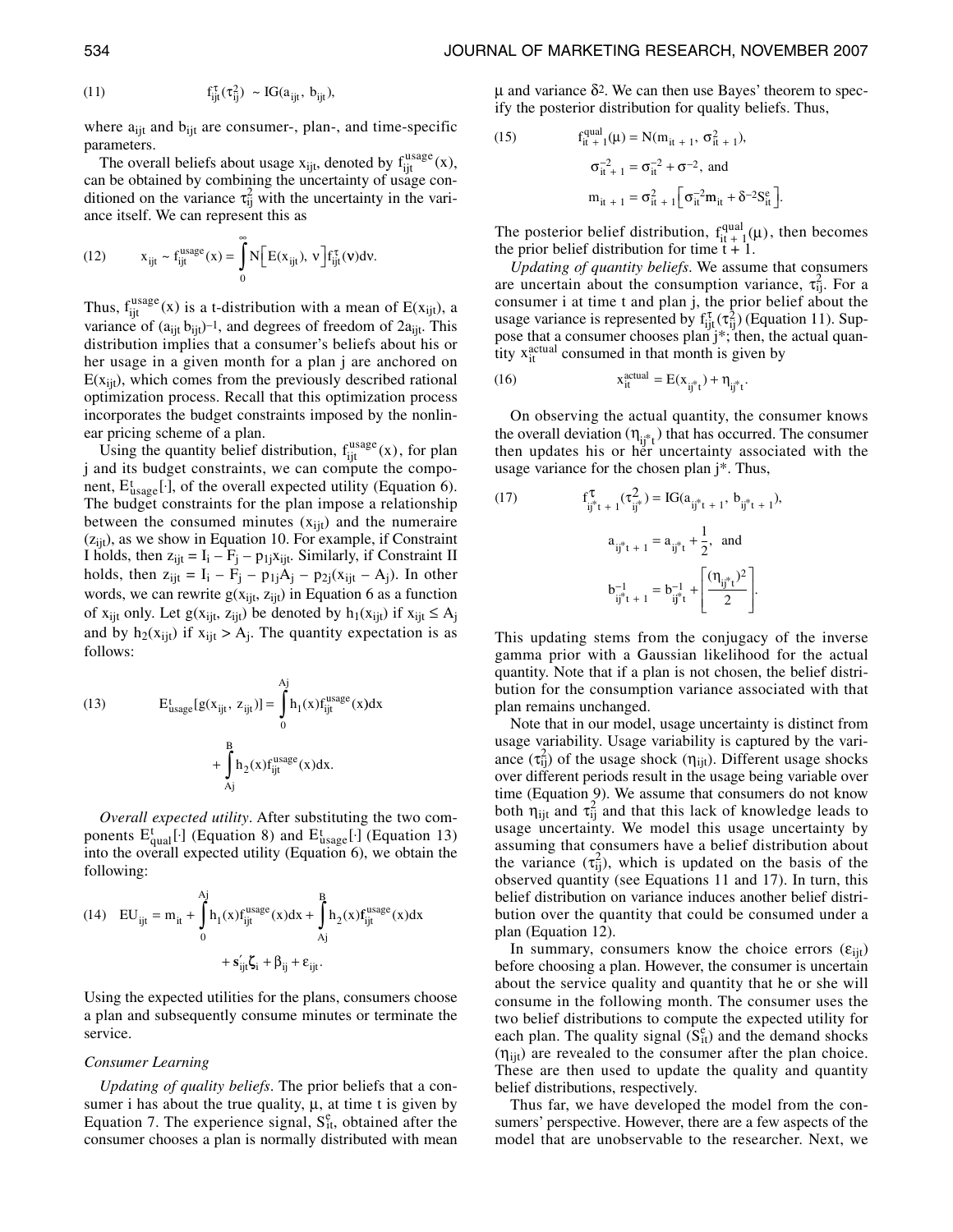$$(11) \qquad f_{ijt}^{\tau}(\tau_{ij}^2) \sim IG(a_{ijt}, b_{ijt}),$$

where $a_{ijt}$ and $b_{ijt}$ are consumer-, plan-, and time-specific parameters.

The overall beliefs about usage $x_{ijt}$, denoted by $f_{ijt}^{usage}(x)$, can be obtained by combining the uncertainty of usage conditioned on the variance $\tau_{ij}^2$ with the uncertainty in the variance itself. We can represent this as

$$(12) \qquad x_{ijt} \sim f_{ijt}^{usage}(x) = \int_0^{\infty} N\left[E(x_{ijt}), \nu\right] f_{ijt}^{\tau}(\nu) d\nu.$$

Thus, $f_{ijt}^{usage}(x)$ is a t-distribution with a mean of $E(x_{ijt})$, a variance of $(a_{ijt} b_{ijt})^{-1}$, and degrees of freedom of $2a_{ijt}$. This distribution implies that a consumer's beliefs about his or her usage in a given month for a plan j are anchored on $E(x_{ijt})$, which comes from the previously described rational optimization process. Recall that this optimization process incorporates the budget constraints imposed by the nonlinear pricing scheme of a plan.

Using the quantity belief distribution, $f_{ijt}^{usage}(x)$, for plan j and its budget constraints, we can compute the component, $E_{usage}^t[\cdot]$, of the overall expected utility (Equation 6). The budget constraints for the plan impose a relationship between the consumed minutes ($x_{ijt}$) and the numeraire ($z_{ijt}$), as we show in Equation 10. For example, if Constraint I holds, then $z_{ijt} = I_i - F_j - p_{1j}x_{ijt}$. Similarly, if Constraint II holds, then $z_{ijt} = I_i - F_j - p_{1j}A_j - p_{2j}(x_{ijt} - A_j)$. In other words, we can rewrite $g(x_{ijt}, z_{ijt})$ in Equation 6 as a function of $x_{ijt}$ only. Let $g(x_{ijt}, z_{ijt})$ be denoted by $h_1(x_{ijt})$ if $x_{ijt} \leq A_j$ and by $h_2(x_{ijt})$ if $x_{ijt} > A_j$. The quantity expectation is as follows:

$$(13) \qquad E_{usage}^t[g(x_{ijt}, z_{ijt})] = \int_0^{A_j} h_1(x) f_{ijt}^{usage}(x) dx + \int_{A_j}^{B} h_2(x) f_{ijt}^{usage}(x) dx.$$

*Overall expected utility*. After substituting the two components $E_{qual}^t[\cdot]$ (Equation 8) and $E_{usage}^t[\cdot]$ (Equation 13) into the overall expected utility (Equation 6), we obtain the following:

$$(14) \qquad EU_{ijt} = m_{it} + \int_0^{A_j} h_1(x) f_{ijt}^{usage}(x) dx + \int_{A_j}^{B} h_2(x) f_{ijt}^{usage}(x) dx + \mathbf{s}_{ijt}'\boldsymbol{\zeta}_i + \beta_{ij} + \varepsilon_{ijt}.$$

Using the expected utilities for the plans, consumers choose a plan and subsequently consume minutes or terminate the service.

### Consumer Learning

*Updating of quality beliefs*. The prior beliefs that a consumer i has about the true quality, $\mu$, at time t is given by Equation 7. The experience signal, $S_{it}^e$, obtained after the consumer chooses a plan is normally distributed with mean $\mu$ and variance $\delta^2$. We can then use Bayes' theorem to specify the posterior distribution for quality beliefs. Thus,

$$(15) \qquad f_{it+1}^{qual}(\mu) = N(m_{it+1}, \sigma_{it+1}^2),$$

$$\sigma_{it+1}^{-2} = \sigma_{it}^{-2} + \sigma^{-2}, \text{ and}$$

$$m_{it+1} = \sigma_{it+1}^2\left[\sigma_{it}^{-2}m_{it} + \delta^{-2}S_{it}^e\right].$$

The posterior belief distribution, $f_{it+1}^{qual}(\mu)$, then becomes the prior belief distribution for time t + 1.

*Updating of quantity beliefs*. We assume that consumers are uncertain about the consumption variance, $\tau_{ij}^2$. For a consumer i at time t and plan j, the prior belief about the usage variance is represented by $f_{ijt}^{\tau}(\tau_{ij}^2)$ (Equation 11). Suppose that a consumer chooses plan j*; then, the actual quantity $x_{it}^{actual}$ consumed in that month is given by

$$(16) \qquad x_{it}^{actual} = E(x_{ij^*t}) + \eta_{ij^*t}.$$

On observing the actual quantity, the consumer knows the overall deviation ($\eta_{ij^*t}$) that has occurred. The consumer then updates his or her uncertainty associated with the usage variance for the chosen plan j*. Thus,

$$(17) \qquad f_{ij^*t+1}^{\tau}(\tau_{ij^*}^2) = IG(a_{ij^*t+1}, b_{ij^*t+1}),$$

$$a_{ij^*t+1} = a_{ij^*t} + \frac{1}{2}, \text{ and}$$

$$b_{ij^*t+1}^{-1} = b_{ij^*t}^{-1} + \left[\frac{(\eta_{ij^*t})^2}{2}\right].$$

This updating stems from the conjugacy of the inverse gamma prior with a Gaussian likelihood for the actual quantity. Note that if a plan is not chosen, the belief distribution for the consumption variance associated with that plan remains unchanged.

Note that in our model, usage uncertainty is distinct from usage variability. Usage variability is captured by the variance ($\tau_{ij}^2$) of the usage shock ($\eta_{ijt}$). Different usage shocks over different periods result in the usage being variable over time (Equation 9). We assume that consumers do not know both $\eta_{ijt}$ and $\tau_{ij}^2$ and that this lack of knowledge leads to usage uncertainty. We model this usage uncertainty by assuming that consumers have a belief distribution about the variance ($\tau_{ij}^2$), which is updated on the basis of the observed quantity (see Equations 11 and 17). In turn, this belief distribution on variance induces another belief distribution over the quantity that could be consumed under a plan (Equation 12).

In summary, consumers know the choice errors ($\varepsilon_{ijt}$) before choosing a plan. However, the consumer is uncertain about the service quality and quantity that he or she will consume in the following month. The consumer uses the two belief distributions to compute the expected utility for each plan. The quality signal ($S_{it}^e$) and the demand shocks ($\eta_{ijt}$) are revealed to the consumer after the plan choice. These are then used to update the quality and quantity belief distributions, respectively.

Thus far, we have developed the model from the consumers' perspective. However, there are a few aspects of the model that are unobservable to the researcher. Next, we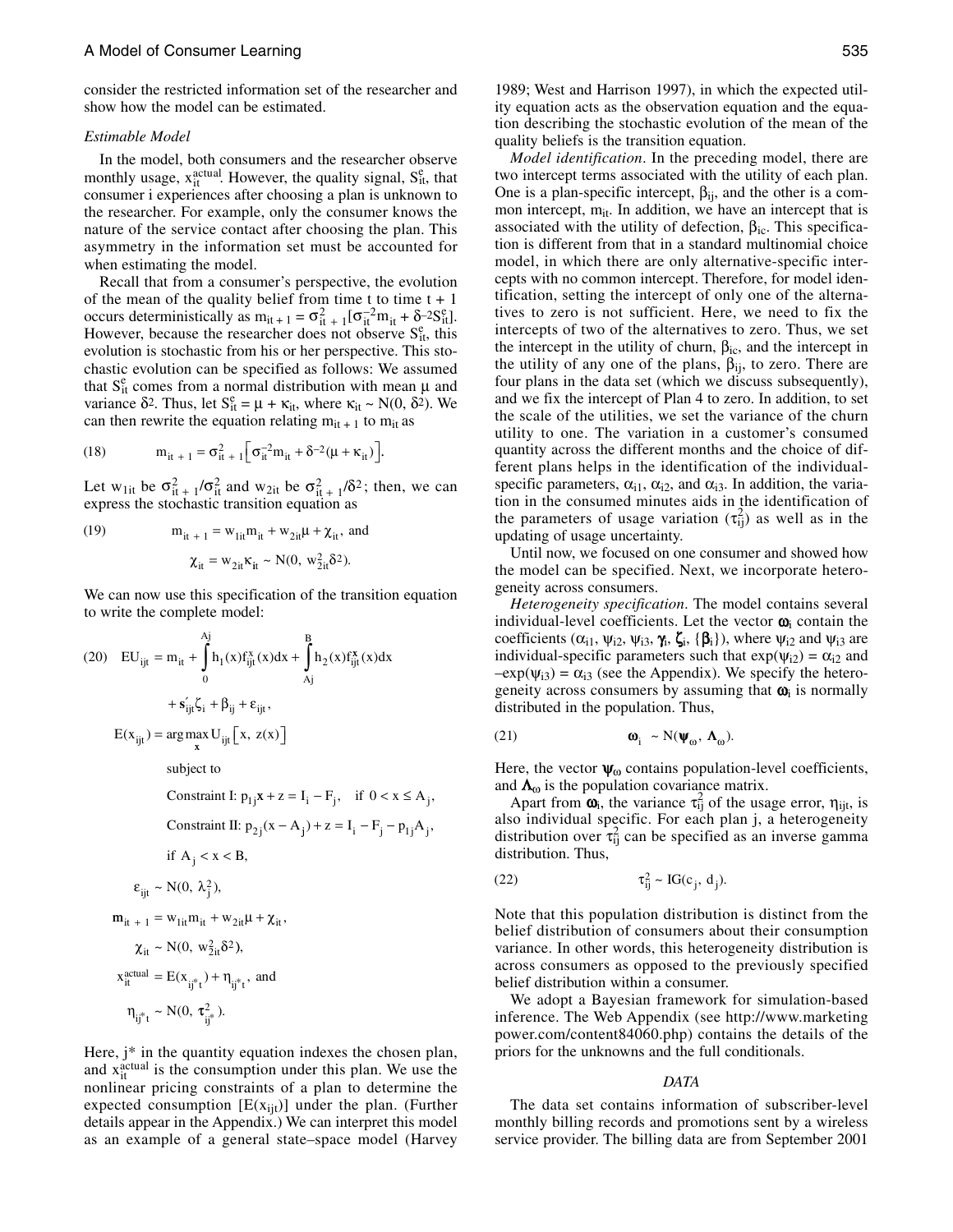consider the restricted information set of the researcher and show how the model can be estimated.

*Estimable Model*

In the model, both consumers and the researcher observe monthly usage, $x_{it}^{actual}$. However, the quality signal, $S_{it}^{e}$, that consumer i experiences after choosing a plan is unknown to the researcher. For example, only the consumer knows the nature of the service contact after choosing the plan. This asymmetry in the information set must be accounted for when estimating the model.

Recall that from a consumer's perspective, the evolution of the mean of the quality belief from time t to time t + 1 occurs deterministically as $m_{it+1} = \sigma_{it+1}^{2}[\sigma_{it}^{-2}m_{it} + \delta^{-2}S_{it}^{e}]$. However, because the researcher does not observe $S_{it}^{e}$, this evolution is stochastic from his or her perspective. This stochastic evolution can be specified as follows: We assumed that $S_{it}^{e}$ comes from a normal distribution with mean $\mu$ and variance $\delta^2$. Thus, let $S_{it}^{e} = \mu + \kappa_{it}$, where $\kappa_{it} \sim N(0, \delta^2)$. We can then rewrite the equation relating $m_{it+1}$ to $m_{it}$ as

$$(18)\qquad m_{it+1} = \sigma_{it+1}^{2}\left[\sigma_{it}^{-2}m_{it} + \delta^{-2}(\mu + \kappa_{it})\right].$$

Let $w_{1it}$ be $\sigma_{it+1}^{2}/\sigma_{it}^{2}$ and $w_{2it}$ be $\sigma_{it+1}^{2}/\delta^{2}$; then, we can express the stochastic transition equation as

$$(19)\qquad m_{it+1} = w_{1it}m_{it} + w_{2it}\mu + \chi_{it}, \text{ and}$$

$$\chi_{it} = w_{2it}\kappa_{it} \sim N(0,\ w_{2it}^{2}\delta^{2}).$$

We can now use this specification of the transition equation to write the complete model:

$$(20)\quad EU_{ijt} = m_{it} + \int_{0}^{A_j} h_1(x)f_{ijt}^{x}(x)dx + \int_{A_j}^{B} h_2(x)f_{ijt}^{x}(x)dx + \mathbf{s}_{ijt}'\zeta_i + \beta_{ij} + \varepsilon_{ijt},$$

$$E(x_{ijt}) = \arg\max_{x} U_{ijt}\left[x,\ z(x)\right]$$

subject to

Constraint I: $p_{1j}x + z = I_i - F_j$, if $0 < x \le A_j$,

Constraint II: $p_{2j}(x - A_j) + z = I_i - F_j - p_{1j}A_j$, if $A_j < x < B$,

$$\varepsilon_{ijt} \sim N(0,\ \lambda_j^2),$$

$$\mathbf{m}_{it+1} = w_{1it}m_{it} + w_{2it}\mu + \chi_{it},$$

$$\chi_{it} \sim N(0,\ w_{2it}^{2}\delta^{2}),$$

$$x_{it}^{actual} = E(x_{ij^*t}) + \eta_{ij^*t}, \text{ and}$$

$$\eta_{ij^*t} \sim N(0,\ \tau_{ij^*}^{2}).$$

Here, j* in the quantity equation indexes the chosen plan, and $x_{it}^{actual}$ is the consumption under this plan. We use the nonlinear pricing constraints of a plan to determine the expected consumption $[E(x_{ijt})]$ under the plan. (Further details appear in the Appendix.) We can interpret this model as an example of a general state–space model (Harvey 1989; West and Harrison 1997), in which the expected utility equation acts as the observation equation and the equation describing the stochastic evolution of the mean of the quality beliefs is the transition equation.

*Model identification*. In the preceding model, there are two intercept terms associated with the utility of each plan. One is a plan-specific intercept, $\beta_{ij}$, and the other is a common intercept, $m_{it}$. In addition, we have an intercept that is associated with the utility of defection, $\beta_{ic}$. This specification is different from that in a standard multinomial choice model, in which there are only alternative-specific intercepts with no common intercept. Therefore, for model identification, setting the intercept of only one of the alternatives to zero is not sufficient. Here, we need to fix the intercepts of two of the alternatives to zero. Thus, we set the intercept in the utility of churn, $\beta_{ic}$, and the intercept in the utility of any one of the plans, $\beta_{ij}$, to zero. There are four plans in the data set (which we discuss subsequently), and we fix the intercept of Plan 4 to zero. In addition, to set the scale of the utilities, we set the variance of the churn utility to one. The variation in a customer's consumed quantity across the different months and the choice of different plans helps in the identification of the individual-specific parameters, $\alpha_{i1}$, $\alpha_{i2}$, and $\alpha_{i3}$. In addition, the variation in the consumed minutes aids in the identification of the parameters of usage variation ($\tau_{ij}^2$) as well as in the updating of usage uncertainty.

Until now, we focused on one consumer and showed how the model can be specified. Next, we incorporate heterogeneity across consumers.

*Heterogeneity specification*. The model contains several individual-level coefficients. Let the vector $\boldsymbol{\omega}_i$ contain the coefficients ($\alpha_{i1}$, $\psi_{i2}$, $\psi_{i3}$, $\boldsymbol{\gamma}_i$, $\boldsymbol{\zeta}_i$, $\{\boldsymbol{\beta}_i\}$), where $\psi_{i2}$ and $\psi_{i3}$ are individual-specific parameters such that $\exp(\psi_{i2}) = \alpha_{i2}$ and $-\exp(\psi_{i3}) = \alpha_{i3}$ (see the Appendix). We specify the heterogeneity across consumers by assuming that $\boldsymbol{\omega}_i$ is normally distributed in the population. Thus,

$$(21)\qquad \boldsymbol{\omega}_i \sim N(\boldsymbol{\psi}_{\omega},\ \boldsymbol{\Lambda}_{\omega}).$$

Here, the vector $\boldsymbol{\psi}_{\omega}$ contains population-level coefficients, and $\boldsymbol{\Lambda}_{\omega}$ is the population covariance matrix.

Apart from $\boldsymbol{\omega}_i$, the variance $\tau_{ij}^2$ of the usage error, $\eta_{ijt}$, is also individual specific. For each plan j, a heterogeneity distribution over $\tau_{ij}^2$ can be specified as an inverse gamma distribution. Thus,

$$(22)\qquad \tau_{ij}^{2} \sim IG(c_j,\ d_j).$$

Note that this population distribution is distinct from the belief distribution of consumers about their consumption variance. In other words, this heterogeneity distribution is across consumers as opposed to the previously specified belief distribution within a consumer.

We adopt a Bayesian framework for simulation-based inference. The Web Appendix (see http://www.marketingpower.com/content84060.php) contains the details of the priors for the unknowns and the full conditionals.

## DATA

The data set contains information of subscriber-level monthly billing records and promotions sent by a wireless service provider. The billing data are from September 2001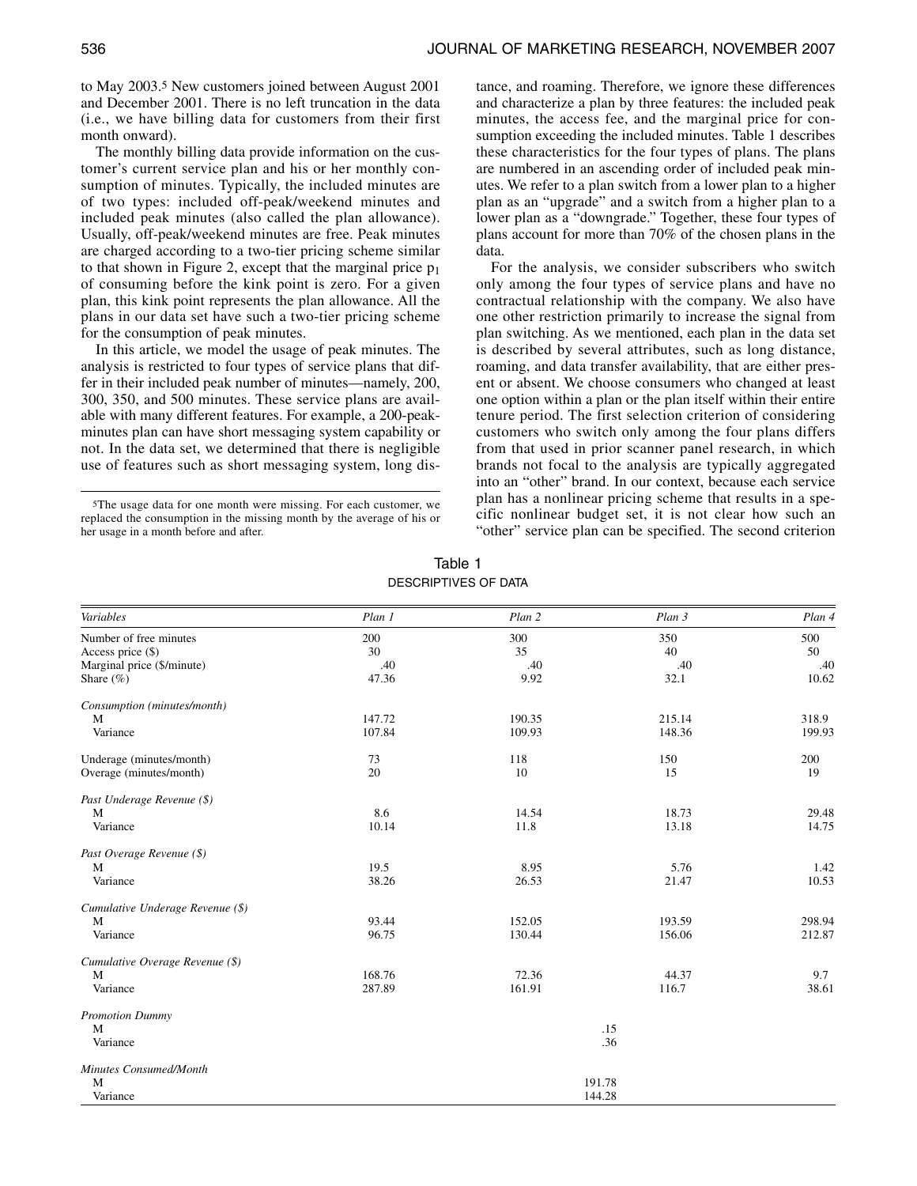to May 2003.[5] New customers joined between August 2001 and December 2001. There is no left truncation in the data (i.e., we have billing data for customers from their first month onward).

The monthly billing data provide information on the customer's current service plan and his or her monthly consumption of minutes. Typically, the included minutes are of two types: included off-peak/weekend minutes and included peak minutes (also called the plan allowance). Usually, off-peak/weekend minutes are free. Peak minutes are charged according to a two-tier pricing scheme similar to that shown in Figure 2, except that the marginal price $p_1$ of consuming before the kink point is zero. For a given plan, this kink point represents the plan allowance. All the plans in our data set have such a two-tier pricing scheme for the consumption of peak minutes.

In this article, we model the usage of peak minutes. The analysis is restricted to four types of service plans that differ in their included peak number of minutes—namely, 200, 300, 350, and 500 minutes. These service plans are available with many different features. For example, a 200-peak-minutes plan can have short messaging system capability or not. In the data set, we determined that there is negligible use of features such as short messaging system, long distance, and roaming. Therefore, we ignore these differences and characterize a plan by three features: the included peak minutes, the access fee, and the marginal price for consumption exceeding the included minutes. Table 1 describes these characteristics for the four types of plans. The plans are numbered in an ascending order of included peak minutes. We refer to a plan switch from a lower plan to a higher plan as an "upgrade" and a switch from a higher plan to a lower plan as a "downgrade." Together, these four types of plans account for more than 70% of the chosen plans in the data.

For the analysis, we consider subscribers who switch only among the four types of service plans and have no contractual relationship with the company. We also have one other restriction primarily to increase the signal from plan switching. As we mentioned, each plan in the data set is described by several attributes, such as long distance, roaming, and data transfer availability, that are either present or absent. We choose consumers who changed at least one option within a plan or the plan itself within their entire tenure period. The first selection criterion of considering customers who switch only among the four plans differs from that used in prior scanner panel research, in which brands not focal to the analysis are typically aggregated into an "other" brand. In our context, because each service plan has a nonlinear pricing scheme that results in a specific nonlinear budget set, it is not clear how such an "other" service plan can be specified. The second criterion

[5]The usage data for one month were missing. For each customer, we replaced the consumption in the missing month by the average of his or her usage in a month before and after.

Table 1
DESCRIPTIVES OF DATA

| *Variables* | *Plan 1* | *Plan 2* | *Plan 3* | *Plan 4* |
|---|---|---|---|---|
| Number of free minutes | 200 | 300 | 350 | 500 |
| Access price ($) | 30 | 35 | 40 | 50 |
| Marginal price ($/minute) | .40 | .40 | .40 | .40 |
| Share (%) | 47.36 | 9.92 | 32.1 | 10.62 |
| *Consumption (minutes/month)* | | | | |
| M | 147.72 | 190.35 | 215.14 | 318.9 |
| Variance | 107.84 | 109.93 | 148.36 | 199.93 |
| Underage (minutes/month) | 73 | 118 | 150 | 200 |
| Overage (minutes/month) | 20 | 10 | 15 | 19 |
| *Past Underage Revenue ($)* | | | | |
| M | 8.6 | 14.54 | 18.73 | 29.48 |
| Variance | 10.14 | 11.8 | 13.18 | 14.75 |
| *Past Overage Revenue ($)* | | | | |
| M | 19.5 | 8.95 | 5.76 | 1.42 |
| Variance | 38.26 | 26.53 | 21.47 | 10.53 |
| *Cumulative Underage Revenue ($)* | | | | |
| M | 93.44 | 152.05 | 193.59 | 298.94 |
| Variance | 96.75 | 130.44 | 156.06 | 212.87 |
| *Cumulative Overage Revenue ($)* | | | | |
| M | 168.76 | 72.36 | 44.37 | 9.7 |
| Variance | 287.89 | 161.91 | 116.7 | 38.61 |
| *Promotion Dummy* | | | | |
| M | | .15 | | |
| Variance | | .36 | | |
| *Minutes Consumed/Month* | | | | |
| M | | 191.78 | | |
| Variance | | 144.28 | | |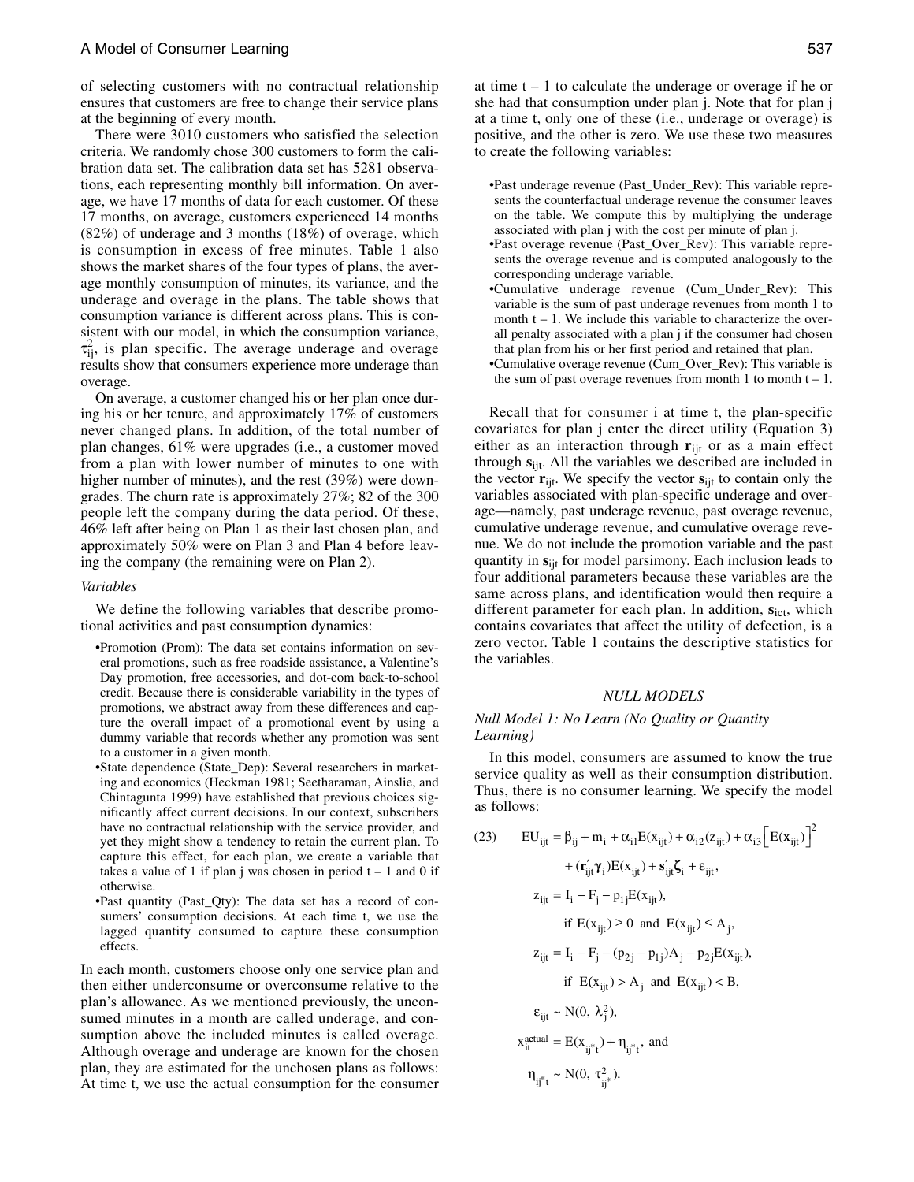of selecting customers with no contractual relationship ensures that customers are free to change their service plans at the beginning of every month.

There were 3010 customers who satisfied the selection criteria. We randomly chose 300 customers to form the calibration data set. The calibration data set has 5281 observations, each representing monthly bill information. On average, we have 17 months of data for each customer. Of these 17 months, on average, customers experienced 14 months (82%) of underage and 3 months (18%) of overage, which is consumption in excess of free minutes. Table 1 also shows the market shares of the four types of plans, the average monthly consumption of minutes, its variance, and the underage and overage in the plans. The table shows that consumption variance is different across plans. This is consistent with our model, in which the consumption variance, $\tau^2_{ij}$, is plan specific. The average underage and overage results show that consumers experience more underage than overage.

On average, a customer changed his or her plan once during his or her tenure, and approximately 17% of customers never changed plans. In addition, of the total number of plan changes, 61% were upgrades (i.e., a customer moved from a plan with lower number of minutes to one with higher number of minutes), and the rest (39%) were downgrades. The churn rate is approximately 27%; 82 of the 300 people left the company during the data period. Of these, 46% left after being on Plan 1 as their last chosen plan, and approximately 50% were on Plan 3 and Plan 4 before leaving the company (the remaining were on Plan 2).

### *Variables*

We define the following variables that describe promotional activities and past consumption dynamics:

- Promotion (Prom): The data set contains information on several promotions, such as free roadside assistance, a Valentine's Day promotion, free accessories, and dot-com back-to-school credit. Because there is considerable variability in the types of promotions, we abstract away from these differences and capture the overall impact of a promotional event by using a dummy variable that records whether any promotion was sent to a customer in a given month.
- State dependence (State_Dep): Several researchers in marketing and economics (Heckman 1981; Seetharaman, Ainslie, and Chintagunta 1999) have established that previous choices significantly affect current decisions. In our context, subscribers have no contractual relationship with the service provider, and yet they might show a tendency to retain the current plan. To capture this effect, for each plan, we create a variable that takes a value of 1 if plan j was chosen in period t – 1 and 0 if otherwise.
- Past quantity (Past_Qty): The data set has a record of consumers' consumption decisions. At each time t, we use the lagged quantity consumed to capture these consumption effects.

In each month, customers choose only one service plan and then either underconsume or overconsume relative to the plan's allowance. As we mentioned previously, the unconsumed minutes in a month are called underage, and consumption above the included minutes is called overage. Although overage and underage are known for the chosen plan, they are estimated for the unchosen plans as follows: At time t, we use the actual consumption for the consumer at time t – 1 to calculate the underage or overage if he or she had that consumption under plan j. Note that for plan j at a time t, only one of these (i.e., underage or overage) is positive, and the other is zero. We use these two measures to create the following variables:

- Past underage revenue (Past_Under_Rev): This variable represents the counterfactual underage revenue the consumer leaves on the table. We compute this by multiplying the underage associated with plan j with the cost per minute of plan j.
- Past overage revenue (Past_Over_Rev): This variable represents the overage revenue and is computed analogously to the corresponding underage variable.
- Cumulative underage revenue (Cum_Under_Rev): This variable is the sum of past underage revenues from month 1 to month t – 1. We include this variable to characterize the overall penalty associated with a plan j if the consumer had chosen that plan from his or her first period and retained that plan.
- Cumulative overage revenue (Cum_Over_Rev): This variable is the sum of past overage revenues from month 1 to month t – 1.

Recall that for consumer i at time t, the plan-specific covariates for plan j enter the direct utility (Equation 3) either as an interaction through $\mathbf{r}_{ijt}$ or as a main effect through $\mathbf{s}_{ijt}$. All the variables we described are included in the vector $\mathbf{r}_{ijt}$. We specify the vector $\mathbf{s}_{ijt}$ to contain only the variables associated with plan-specific underage and overage—namely, past underage revenue, past overage revenue, cumulative underage revenue, and cumulative overage revenue. We do not include the promotion variable and the past quantity in $\mathbf{s}_{ijt}$ for model parsimony. Each inclusion leads to four additional parameters because these variables are the same across plans, and identification would then require a different parameter for each plan. In addition, $\mathbf{s}_{ict}$, which contains covariates that affect the utility of defection, is a zero vector. Table 1 contains the descriptive statistics for the variables.

## *NULL MODELS*

### *Null Model 1: No Learn (No Quality or Quantity Learning)*

In this model, consumers are assumed to know the true service quality as well as their consumption distribution. Thus, there is no consumer learning. We specify the model as follows:

$$
\begin{aligned}
(23) \qquad EU_{ijt} &= \beta_{ij} + m_i + \alpha_{i1}E(x_{ijt}) + \alpha_{i2}(z_{ijt}) + \alpha_{i3}\left[E(\mathbf{x}_{ijt})\right]^2 \\
&\quad + (\mathbf{r}_{ijt}'\boldsymbol{\gamma}_i)E(x_{ijt}) + \mathbf{s}_{ijt}'\boldsymbol{\zeta}_i + \varepsilon_{ijt}, \\
z_{ijt} &= I_i - F_j - p_{1j}E(x_{ijt}), \\
&\qquad \text{if } E(x_{ijt}) \geq 0 \text{ and } E(x_{ijt}) \leq A_j, \\
z_{ijt} &= I_i - F_j - (p_{2j} - p_{1j})A_j - p_{2j}E(x_{ijt}), \\
&\qquad \text{if } E(x_{ijt}) > A_j \text{ and } E(x_{ijt}) < B, \\
\varepsilon_{ijt} &\sim N(0, \lambda_j^2), \\
x_{it}^{actual} &= E(x_{ij^*t}) + \eta_{ij^*t}, \text{ and} \\
\eta_{ij^*t} &\sim N(0, \tau^2_{ij^*}).
\end{aligned}
$$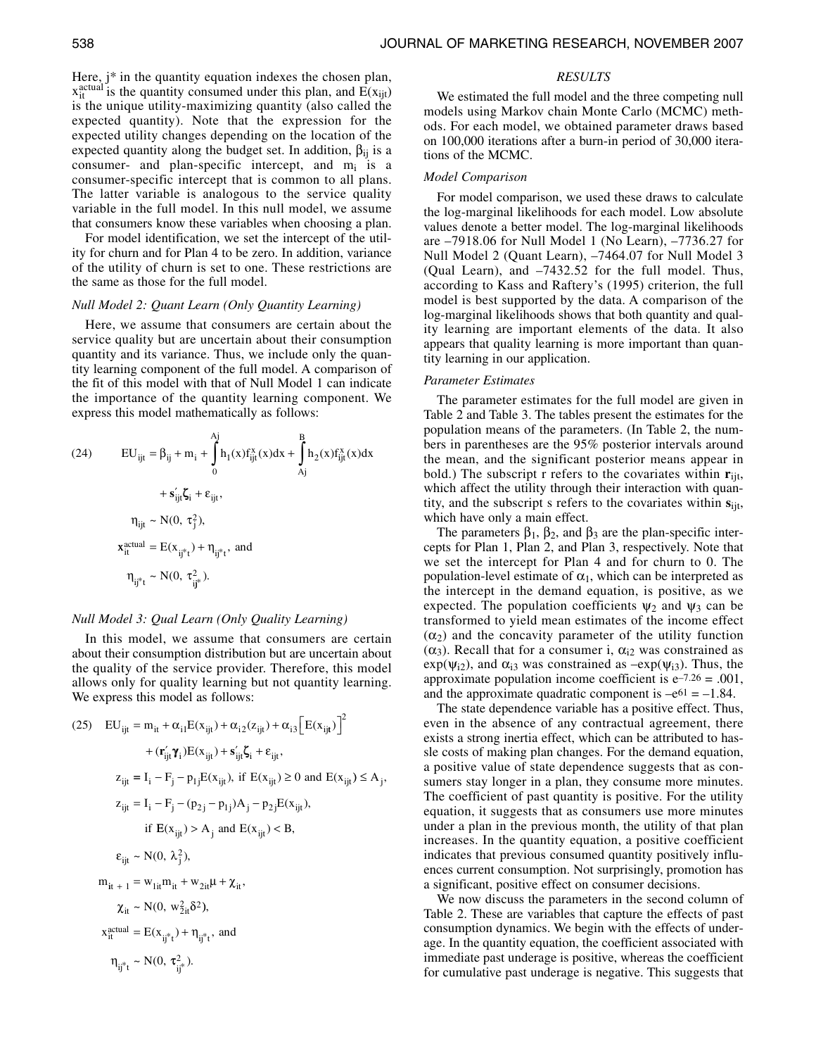Here, j* in the quantity equation indexes the chosen plan, $x_{it}^{actual}$ is the quantity consumed under this plan, and $E(x_{ijt})$ is the unique utility-maximizing quantity (also called the expected quantity). Note that the expression for the expected utility changes depending on the location of the expected quantity along the budget set. In addition, $\beta_{ij}$ is a consumer- and plan-specific intercept, and $m_i$ is a consumer-specific intercept that is common to all plans. The latter variable is analogous to the service quality variable in the full model. In this null model, we assume that consumers know these variables when choosing a plan.

For model identification, we set the intercept of the utility for churn and for Plan 4 to be zero. In addition, variance of the utility of churn is set to one. These restrictions are the same as those for the full model.

### *Null Model 2: Quant Learn (Only Quantity Learning)*

Here, we assume that consumers are certain about the service quality but are uncertain about their consumption quantity and its variance. Thus, we include only the quantity learning component of the full model. A comparison of the fit of this model with that of Null Model 1 can indicate the importance of the quantity learning component. We express this model mathematically as follows:

$$
\begin{aligned}
(24) \qquad EU_{ijt} &= \beta_{ij} + m_i + \int_0^{A_j} h_1(x) f_{ijt}^{x}(x)dx + \int_{A_j}^{B} h_2(x) f_{ijt}^{x}(x)dx \\
&\quad + \mathbf{s}_{ijt}'\boldsymbol{\zeta}_i + \varepsilon_{ijt}, \\
\eta_{ijt} &\sim N(0, \tau_j^2), \\
\mathbf{x}_{it}^{actual} &= E(x_{ij^*t}) + \eta_{ij^*t}, \text{ and} \\
\eta_{ij^*t} &\sim N(0, \tau_{ij^*}^2).
\end{aligned}
$$

### *Null Model 3: Qual Learn (Only Quality Learning)*

In this model, we assume that consumers are certain about their consumption distribution but are uncertain about the quality of the service provider. Therefore, this model allows only for quality learning but not quantity learning. We express this model as follows:

$$
\begin{aligned}
(25) \quad EU_{ijt} &= m_{it} + \alpha_{i1}E(x_{ijt}) + \alpha_{i2}(z_{ijt}) + \alpha_{i3}\left[E(x_{ijt})\right]^2 \\
&\quad + (\mathbf{r}_{ijt}'\boldsymbol{\gamma}_i)E(x_{ijt}) + \mathbf{s}_{ijt}'\boldsymbol{\zeta}_i + \varepsilon_{ijt}, \\
z_{ijt} &= I_i - F_j - p_{1j}E(x_{ijt}), \text{ if } E(x_{ijt}) \geq 0 \text{ and } E(x_{ijt}) \leq A_j, \\
z_{ijt} &= I_i - F_j - (p_{2j} - p_{1j})A_j - p_{2j}E(x_{ijt}), \\
&\quad \text{if } E(x_{ijt}) > A_j \text{ and } E(x_{ijt}) < B, \\
\varepsilon_{ijt} &\sim N(0, \lambda_j^2), \\
m_{it+1} &= w_{1it}m_{it} + w_{2it}\mu + \chi_{it}, \\
\chi_{it} &\sim N(0, w_{2it}^2\delta^2), \\
x_{it}^{actual} &= E(x_{ij^*t}) + \eta_{ij^*t}, \text{ and} \\
\eta_{ij^*t} &\sim N(0, \tau_{ij^*}^2).
\end{aligned}
$$

## RESULTS

We estimated the full model and the three competing null models using Markov chain Monte Carlo (MCMC) methods. For each model, we obtained parameter draws based on 100,000 iterations after a burn-in period of 30,000 iterations of the MCMC.

### *Model Comparison*

For model comparison, we used these draws to calculate the log-marginal likelihoods for each model. Low absolute values denote a better model. The log-marginal likelihoods are –7918.06 for Null Model 1 (No Learn), –7736.27 for Null Model 2 (Quant Learn), –7464.07 for Null Model 3 (Qual Learn), and –7432.52 for the full model. Thus, according to Kass and Raftery's (1995) criterion, the full model is best supported by the data. A comparison of the log-marginal likelihoods shows that both quantity and quality learning are important elements of the data. It also appears that quality learning is more important than quantity learning in our application.

### *Parameter Estimates*

The parameter estimates for the full model are given in Table 2 and Table 3. The tables present the estimates for the population means of the parameters. (In Table 2, the numbers in parentheses are the 95% posterior intervals around the mean, and the significant posterior means appear in bold.) The subscript r refers to the covariates within $\mathbf{r}_{ijt}$, which affect the utility through their interaction with quantity, and the subscript s refers to the covariates within $\mathbf{s}_{ijt}$, which have only a main effect.

The parameters $\beta_1$, $\beta_2$, and $\beta_3$ are the plan-specific intercepts for Plan 1, Plan 2, and Plan 3, respectively. Note that we set the intercept for Plan 4 and for churn to 0. The population-level estimate of $\alpha_1$, which can be interpreted as the intercept in the demand equation, is positive, as we expected. The population coefficients $\psi_2$ and $\psi_3$ can be transformed to yield mean estimates of the income effect ($\alpha_2$) and the concavity parameter of the utility function ($\alpha_3$). Recall that for a consumer i, $\alpha_{i2}$ was constrained as $\exp(\psi_{i2})$, and $\alpha_{i3}$ was constrained as $-\exp(\psi_{i3})$. Thus, the approximate population income coefficient is $e^{-7.26} = .001$, and the approximate quadratic component is $-e^{61} = -1.84$.

The state dependence variable has a positive effect. Thus, even in the absence of any contractual agreement, there exists a strong inertia effect, which can be attributed to hassle costs of making plan changes. For the demand equation, a positive value of state dependence suggests that as consumers stay longer in a plan, they consume more minutes. The coefficient of past quantity is positive. For the utility equation, it suggests that as consumers use more minutes under a plan in the previous month, the utility of that plan increases. In the quantity equation, a positive coefficient indicates that previous consumed quantity positively influences current consumption. Not surprisingly, promotion has a significant, positive effect on consumer decisions.

We now discuss the parameters in the second column of Table 2. These are variables that capture the effects of past consumption dynamics. We begin with the effects of underage. In the quantity equation, the coefficient associated with immediate past underage is positive, whereas the coefficient for cumulative past underage is negative. This suggests that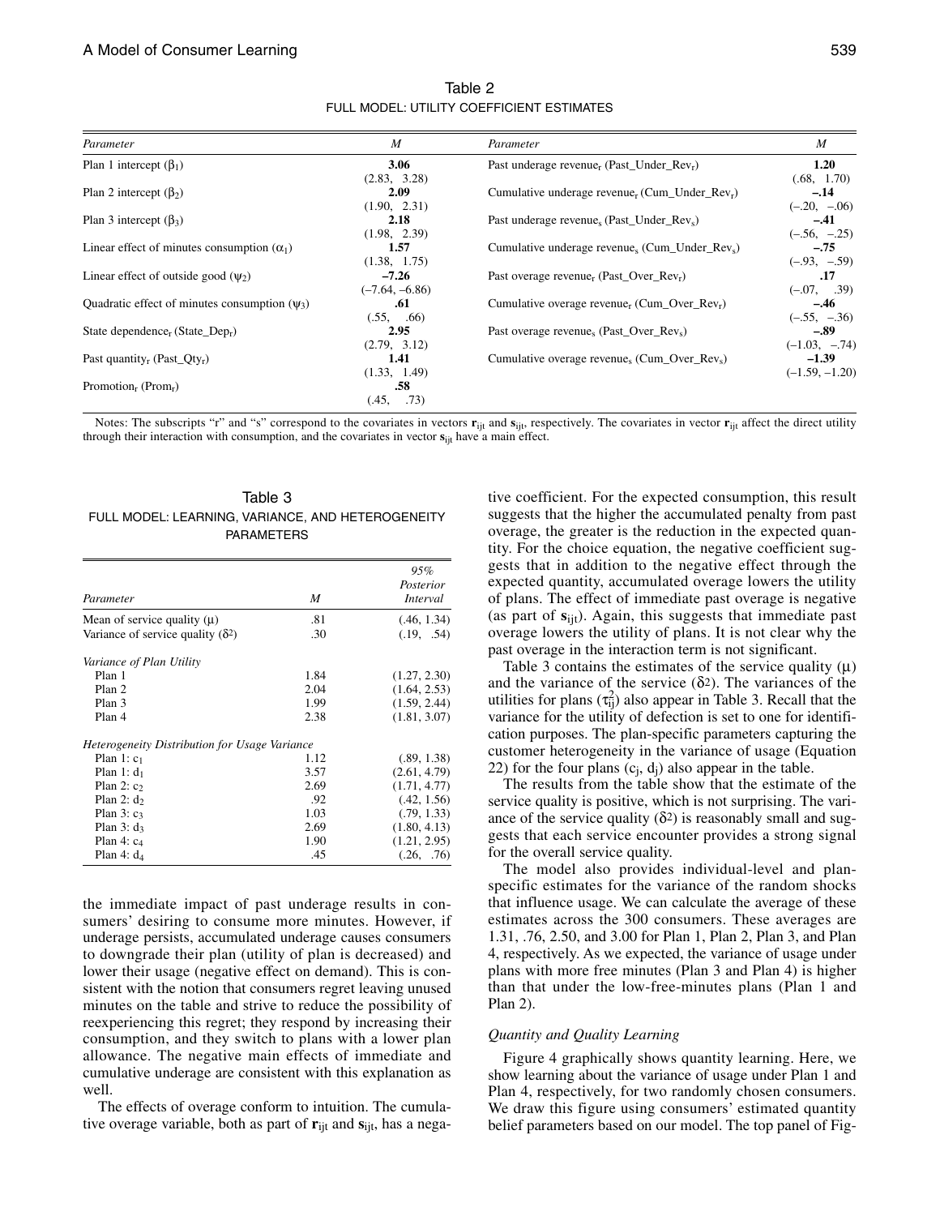Table 2

FULL MODEL: UTILITY COEFFICIENT ESTIMATES

| *Parameter* | *M* | *Parameter* | *M* |
|---|---|---|---|
| Plan 1 intercept ($\beta_1$) | **3.06** (2.83, 3.28) | Past underage revenue$_r$ (Past_Under_Rev$_r$) | **1.20** (.68, 1.70) |
| Plan 2 intercept ($\beta_2$) | **2.09** (1.90, 2.31) | Cumulative underage revenue$_r$ (Cum_Under_Rev$_r$) | **–.14** (–.20, –.06) |
| Plan 3 intercept ($\beta_3$) | **2.18** (1.98, 2.39) | Past underage revenue$_s$ (Past_Under_Rev$_s$) | **–.41** (–.56, –.25) |
| Linear effect of minutes consumption ($\alpha_1$) | **1.57** (1.38, 1.75) | Cumulative underage revenue$_s$ (Cum_Under_Rev$_s$) | **–.75** (–.93, –.59) |
| Linear effect of outside good ($\psi_2$) | **–7.26** (–7.64, –6.86) | Past overage revenue$_r$ (Past_Over_Rev$_r$) | .17 (–.07, .39) |
| Quadratic effect of minutes consumption ($\psi_3$) | **.61** (.55, .66) | Cumulative overage revenue$_r$ (Cum_Over_Rev$_r$) | **–.46** (–.55, –.36) |
| State dependence$_r$ (State_Dep$_r$) | **2.95** (2.79, 3.12) | Past overage revenue$_s$ (Past_Over_Rev$_s$) | **–.89** (–1.03, –.74) |
| Past quantity$_r$ (Past_Qty$_r$) | **1.41** (1.33, 1.49) | Cumulative overage revenue$_s$ (Cum_Over_Rev$_s$) | **–1.39** (–1.59, –1.20) |
| Promotion$_r$ (Prom$_r$) | **.58** (.45, .73) | | |

Notes: The subscripts "r" and "s" correspond to the covariates in vectors $\mathbf{r}_{ijt}$ and $\mathbf{s}_{ijt}$, respectively. The covariates in vector $\mathbf{r}_{ijt}$ affect the direct utility through their interaction with consumption, and the covariates in vector $\mathbf{s}_{ijt}$ have a main effect.

Table 3

FULL MODEL: LEARNING, VARIANCE, AND HETEROGENEITY PARAMETERS

| *Parameter* | *M* | *95% Posterior Interval* |
|---|---|---|
| Mean of service quality ($\mu$) | .81 | (.46, 1.34) |
| Variance of service quality ($\delta^2$) | .30 | (.19, .54) |
| *Variance of Plan Utility* | | |
| Plan 1 | 1.84 | (1.27, 2.30) |
| Plan 2 | 2.04 | (1.64, 2.53) |
| Plan 3 | 1.99 | (1.59, 2.44) |
| Plan 4 | 2.38 | (1.81, 3.07) |
| *Heterogeneity Distribution for Usage Variance* | | |
| Plan 1: $c_1$ | 1.12 | (.89, 1.38) |
| Plan 1: $d_1$ | 3.57 | (2.61, 4.79) |
| Plan 2: $c_2$ | 2.69 | (1.71, 4.77) |
| Plan 2: $d_2$ | .92 | (.42, 1.56) |
| Plan 3: $c_3$ | 1.03 | (.79, 1.33) |
| Plan 3: $d_3$ | 2.69 | (1.80, 4.13) |
| Plan 4: $c_4$ | 1.90 | (1.21, 2.95) |
| Plan 4: $d_4$ | .45 | (.26, .76) |

the immediate impact of past underage results in consumers' desiring to consume more minutes. However, if underage persists, accumulated underage causes consumers to downgrade their plan (utility of plan is decreased) and lower their usage (negative effect on demand). This is consistent with the notion that consumers regret leaving unused minutes on the table and strive to reduce the possibility of reexperiencing this regret; they respond by increasing their consumption, and they switch to plans with a lower plan allowance. The negative main effects of immediate and cumulative underage are consistent with this explanation as well.

The effects of overage conform to intuition. The cumulative overage variable, both as part of $\mathbf{r}_{ijt}$ and $\mathbf{s}_{ijt}$, has a negative coefficient. For the expected consumption, this result suggests that the higher the accumulated penalty from past overage, the greater is the reduction in the expected quantity. For the choice equation, the negative coefficient suggests that in addition to the negative effect through the expected quantity, accumulated overage lowers the utility of plans. The effect of immediate past overage is negative (as part of $\mathbf{s}_{ijt}$). Again, this suggests that immediate past overage lowers the utility of plans. It is not clear why the past overage in the interaction term is not significant.

Table 3 contains the estimates of the service quality ($\mu$) and the variance of the service ($\delta^2$). The variances of the utilities for plans ($\tau^2_{ij}$) also appear in Table 3. Recall that the variance for the utility of defection is set to one for identification purposes. The plan-specific parameters capturing the customer heterogeneity in the variance of usage (Equation 22) for the four plans ($c_j$, $d_j$) also appear in the table.

The results from the table show that the estimate of the service quality is positive, which is not surprising. The variance of the service quality ($\delta^2$) is reasonably small and suggests that each service encounter provides a strong signal for the overall service quality.

The model also provides individual-level and plan-specific estimates for the variance of the random shocks that influence usage. We can calculate the average of these estimates across the 300 consumers. These averages are 1.31, .76, 2.50, and 3.00 for Plan 1, Plan 2, Plan 3, and Plan 4, respectively. As we expected, the variance of usage under plans with more free minutes (Plan 3 and Plan 4) is higher than that under the low-free-minutes plans (Plan 1 and Plan 2).

### *Quantity and Quality Learning*

Figure 4 graphically shows quantity learning. Here, we show learning about the variance of usage under Plan 1 and Plan 4, respectively, for two randomly chosen consumers. We draw this figure using consumers' estimated quantity belief parameters based on our model. The top panel of Fig-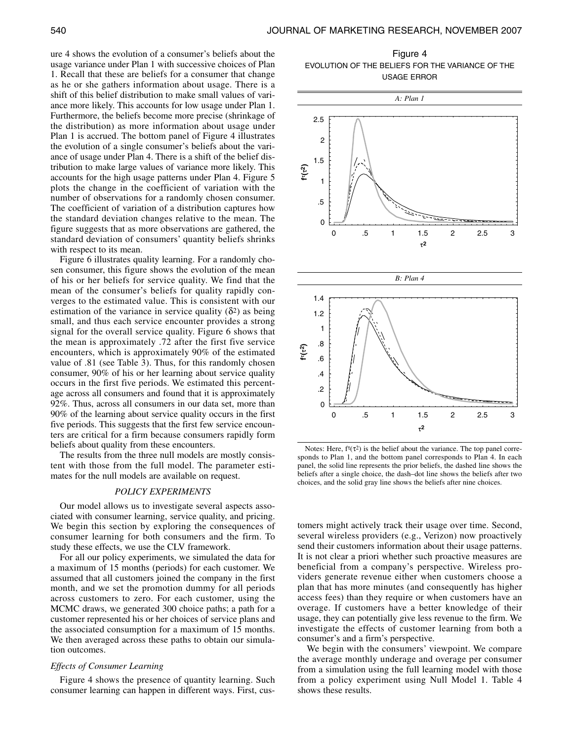ure 4 shows the evolution of a consumer's beliefs about the usage variance under Plan 1 with successive choices of Plan 1. Recall that these are beliefs for a consumer that change as he or she gathers information about usage. There is a shift of this belief distribution to make small values of variance more likely. This accounts for low usage under Plan 1. Furthermore, the beliefs become more precise (shrinkage of the distribution) as more information about usage under Plan 1 is accrued. The bottom panel of Figure 4 illustrates the evolution of a single consumer's beliefs about the variance of usage under Plan 4. There is a shift of the belief distribution to make large values of variance more likely. This accounts for the high usage patterns under Plan 4. Figure 5 plots the change in the coefficient of variation with the number of observations for a randomly chosen consumer. The coefficient of variation of a distribution captures how the standard deviation changes relative to the mean. The figure suggests that as more observations are gathered, the standard deviation of consumers' quantity beliefs shrinks with respect to its mean.

Figure 6 illustrates quality learning. For a randomly chosen consumer, this figure shows the evolution of the mean of his or her beliefs for service quality. We find that the mean of the consumer's beliefs for quality rapidly converges to the estimated value. This is consistent with our estimation of the variance in service quality ($\delta^2$) as being small, and thus each service encounter provides a strong signal for the overall service quality. Figure 6 shows that the mean is approximately .72 after the first five service encounters, which is approximately 90% of the estimated value of .81 (see Table 3). Thus, for this randomly chosen consumer, 90% of his or her learning about service quality occurs in the first five periods. We estimated this percentage across all consumers and found that it is approximately 92%. Thus, across all consumers in our data set, more than 90% of the learning about service quality occurs in the first five periods. This suggests that the first few service encounters are critical for a firm because consumers rapidly form beliefs about quality from these encounters.

The results from the three null models are mostly consistent with those from the full model. The parameter estimates for the null models are available on request.

Figure 4

EVOLUTION OF THE BELIEFS FOR THE VARIANCE OF THE USAGE ERROR

*A: Plan 1*

*B: Plan 4*

Notes: Here, $f^t(\tau^2)$ is the belief about the variance. The top panel corresponds to Plan 1, and the bottom panel corresponds to Plan 4. In each panel, the solid line represents the prior beliefs, the dashed line shows the beliefs after a single choice, the dash–dot line shows the beliefs after two choices, and the solid gray line shows the beliefs after nine choices.

## POLICY EXPERIMENTS

Our model allows us to investigate several aspects associated with consumer learning, service quality, and pricing. We begin this section by exploring the consequences of consumer learning for both consumers and the firm. To study these effects, we use the CLV framework.

For all our policy experiments, we simulated the data for a maximum of 15 months (periods) for each customer. We assumed that all customers joined the company in the first month, and we set the promotion dummy for all periods across customers to zero. For each customer, using the MCMC draws, we generated 300 choice paths; a path for a customer represented his or her choices of service plans and the associated consumption for a maximum of 15 months. We then averaged across these paths to obtain our simulation outcomes.

### *Effects of Consumer Learning*

Figure 4 shows the presence of quantity learning. Such consumer learning can happen in different ways. First, customers might actively track their usage over time. Second, several wireless providers (e.g., Verizon) now proactively send their customers information about their usage patterns. It is not clear a priori whether such proactive measures are beneficial from a company's perspective. Wireless providers generate revenue either when customers choose a plan that has more minutes (and consequently has higher access fees) than they require or when customers have an overage. If customers have a better knowledge of their usage, they can potentially give less revenue to the firm. We investigate the effects of customer learning from both a consumer's and a firm's perspective.

We begin with the consumers' viewpoint. We compare the average monthly underage and overage per consumer from a simulation using the full learning model with those from a policy experiment using Null Model 1. Table 4 shows these results.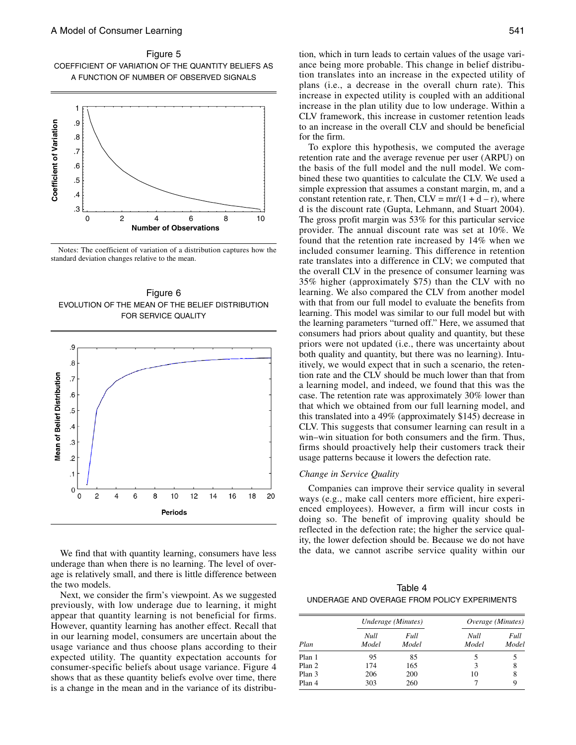Figure 5

COEFFICIENT OF VARIATION OF THE QUANTITY BELIEFS AS A FUNCTION OF NUMBER OF OBSERVED SIGNALS

Notes: The coefficient of variation of a distribution captures how the standard deviation changes relative to the mean.

Figure 6

EVOLUTION OF THE MEAN OF THE BELIEF DISTRIBUTION FOR SERVICE QUALITY

We find that with quantity learning, consumers have less underage than when there is no learning. The level of overage is relatively small, and there is little difference between the two models.

Next, we consider the firm's viewpoint. As we suggested previously, with low underage due to learning, it might appear that quantity learning is not beneficial for firms. However, quantity learning has another effect. Recall that in our learning model, consumers are uncertain about the usage variance and thus choose plans according to their expected utility. The quantity expectation accounts for consumer-specific beliefs about usage variance. Figure 4 shows that as these quantity beliefs evolve over time, there is a change in the mean and in the variance of its distribution, which in turn leads to certain values of the usage variance being more probable. This change in belief distribution translates into an increase in the expected utility of plans (i.e., a decrease in the overall churn rate). This increase in expected utility is coupled with an additional increase in the plan utility due to low underage. Within a CLV framework, this increase in customer retention leads to an increase in the overall CLV and should be beneficial for the firm.

To explore this hypothesis, we computed the average retention rate and the average revenue per user (ARPU) on the basis of the full model and the null model. We combined these two quantities to calculate the CLV. We used a simple expression that assumes a constant margin, m, and a constant retention rate, r. Then, $CLV = mr/(1 + d - r)$, where d is the discount rate (Gupta, Lehmann, and Stuart 2004). The gross profit margin was 53% for this particular service provider. The annual discount rate was set at 10%. We found that the retention rate increased by 14% when we included consumer learning. This difference in retention rate translates into a difference in CLV; we computed that the overall CLV in the presence of consumer learning was 35% higher (approximately $75) than the CLV with no learning. We also compared the CLV from another model with that from our full model to evaluate the benefits from learning. This model was similar to our full model but with the learning parameters "turned off." Here, we assumed that consumers had priors about quality and quantity, but these priors were not updated (i.e., there was uncertainty about both quality and quantity, but there was no learning). Intuitively, we would expect that in such a scenario, the retention rate and the CLV should be much lower than that from a learning model, and indeed, we found that this was the case. The retention rate was approximately 30% lower than that which we obtained from our full learning model, and this translated into a 49% (approximately $145) decrease in CLV. This suggests that consumer learning can result in a win–win situation for both consumers and the firm. Thus, firms should proactively help their customers track their usage patterns because it lowers the defection rate.

### *Change in Service Quality*

Companies can improve their service quality in several ways (e.g., make call centers more efficient, hire experienced employees). However, a firm will incur costs in doing so. The benefit of improving quality should be reflected in the defection rate; the higher the service quality, the lower defection should be. Because we do not have the data, we cannot ascribe service quality within our

Table 4

UNDERAGE AND OVERAGE FROM POLICY EXPERIMENTS

| | *Underage (Minutes)* | | *Overage (Minutes)* | |
|---|---|---|---|---|
| *Plan* | *Null Model* | *Full Model* | *Null Model* | *Full Model* |
| Plan 1 | 95 | 85 | 5 | 5 |
| Plan 2 | 174 | 165 | 3 | 8 |
| Plan 3 | 206 | 200 | 10 | 8 |
| Plan 4 | 303 | 260 | 7 | 9 |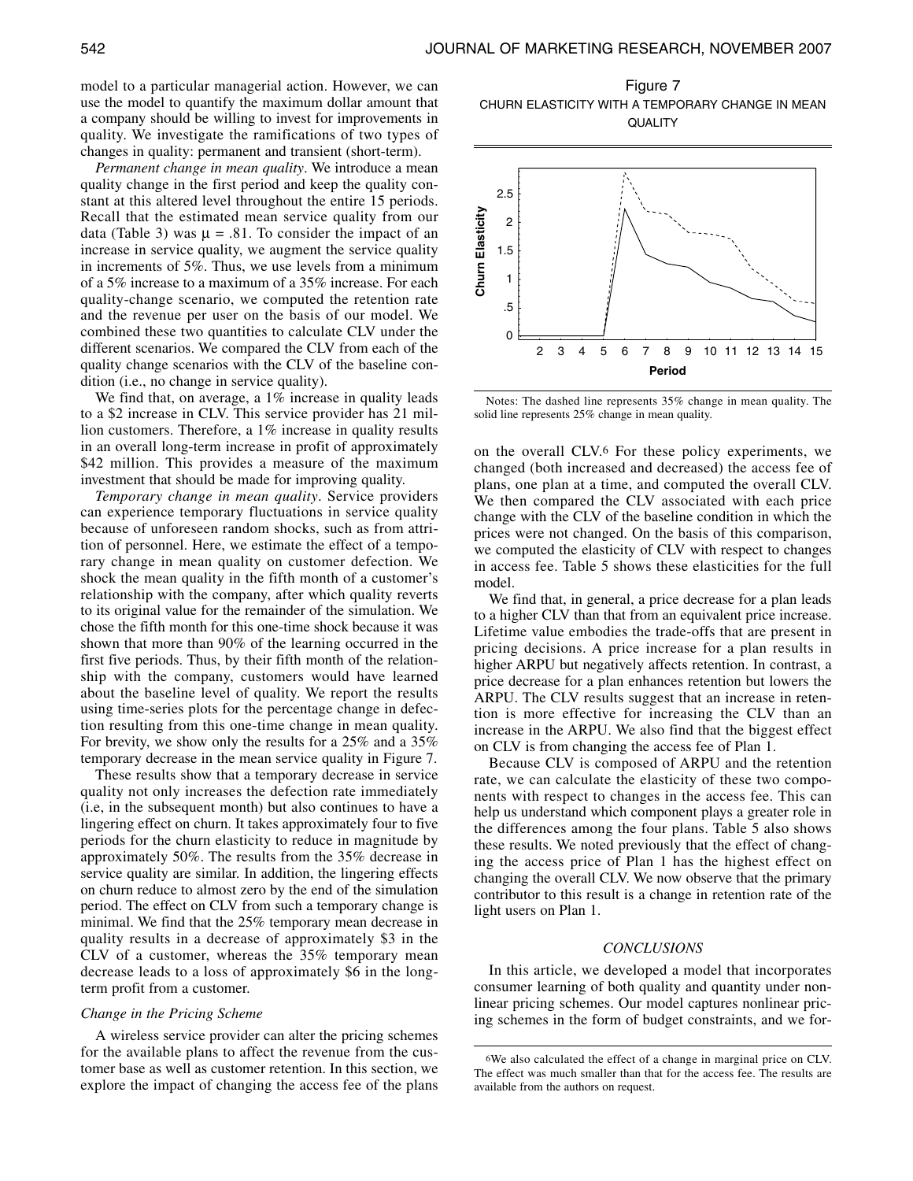model to a particular managerial action. However, we can use the model to quantify the maximum dollar amount that a company should be willing to invest for improvements in quality. We investigate the ramifications of two types of changes in quality: permanent and transient (short-term).

*Permanent change in mean quality*. We introduce a mean quality change in the first period and keep the quality constant at this altered level throughout the entire 15 periods. Recall that the estimated mean service quality from our data (Table 3) was $\mu = .81$. To consider the impact of an increase in service quality, we augment the service quality in increments of 5%. Thus, we use levels from a minimum of a 5% increase to a maximum of a 35% increase. For each quality-change scenario, we computed the retention rate and the revenue per user on the basis of our model. We combined these two quantities to calculate CLV under the different scenarios. We compared the CLV from each of the quality change scenarios with the CLV of the baseline condition (i.e., no change in service quality).

We find that, on average, a 1% increase in quality leads to a $2 increase in CLV. This service provider has 21 million customers. Therefore, a 1% increase in quality results in an overall long-term increase in profit of approximately $42 million. This provides a measure of the maximum investment that should be made for improving quality.

*Temporary change in mean quality*. Service providers can experience temporary fluctuations in service quality because of unforeseen random shocks, such as from attrition of personnel. Here, we estimate the effect of a temporary change in mean quality on customer defection. We shock the mean quality in the fifth month of a customer's relationship with the company, after which quality reverts to its original value for the remainder of the simulation. We chose the fifth month for this one-time shock because it was shown that more than 90% of the learning occurred in the first five periods. Thus, by their fifth month of the relationship with the company, customers would have learned about the baseline level of quality. We report the results using time-series plots for the percentage change in defection resulting from this one-time change in mean quality. For brevity, we show only the results for a 25% and a 35% temporary decrease in the mean service quality in Figure 7.

These results show that a temporary decrease in service quality not only increases the defection rate immediately (i.e, in the subsequent month) but also continues to have a lingering effect on churn. It takes approximately four to five periods for the churn elasticity to reduce in magnitude by approximately 50%. The results from the 35% decrease in service quality are similar. In addition, the lingering effects on churn reduce to almost zero by the end of the simulation period. The effect on CLV from such a temporary change is minimal. We find that the 25% temporary mean decrease in quality results in a decrease of approximately $3 in the CLV of a customer, whereas the 35% temporary mean decrease leads to a loss of approximately $6 in the long-term profit from a customer.

### *Change in the Pricing Scheme*

A wireless service provider can alter the pricing schemes for the available plans to affect the revenue from the customer base as well as customer retention. In this section, we explore the impact of changing the access fee of the plans on the overall CLV.[6] For these policy experiments, we changed (both increased and decreased) the access fee of plans, one plan at a time, and computed the overall CLV. We then compared the CLV associated with each price change with the CLV of the baseline condition in which the prices were not changed. On the basis of this comparison, we computed the elasticity of CLV with respect to changes in access fee. Table 5 shows these elasticities for the full model.

We find that, in general, a price decrease for a plan leads to a higher CLV than that from an equivalent price increase. Lifetime value embodies the trade-offs that are present in pricing decisions. A price increase for a plan results in higher ARPU but negatively affects retention. In contrast, a price decrease for a plan enhances retention but lowers the ARPU. The CLV results suggest that an increase in retention is more effective for increasing the CLV than an increase in the ARPU. We also find that the biggest effect on CLV is from changing the access fee of Plan 1.

Because CLV is composed of ARPU and the retention rate, we can calculate the elasticity of these two components with respect to changes in the access fee. This can help us understand which component plays a greater role in the differences among the four plans. Table 5 also shows these results. We noted previously that the effect of changing the access price of Plan 1 has the highest effect on changing the overall CLV. We now observe that the primary contributor to this result is a change in retention rate of the light users on Plan 1.

Figure 7

CHURN ELASTICITY WITH A TEMPORARY CHANGE IN MEAN QUALITY

Notes: The dashed line represents 35% change in mean quality. The solid line represents 25% change in mean quality.

## CONCLUSIONS

In this article, we developed a model that incorporates consumer learning of both quality and quantity under nonlinear pricing schemes. Our model captures nonlinear pricing schemes in the form of budget constraints, and we for-

[6]We also calculated the effect of a change in marginal price on CLV. The effect was much smaller than that for the access fee. The results are available from the authors on request.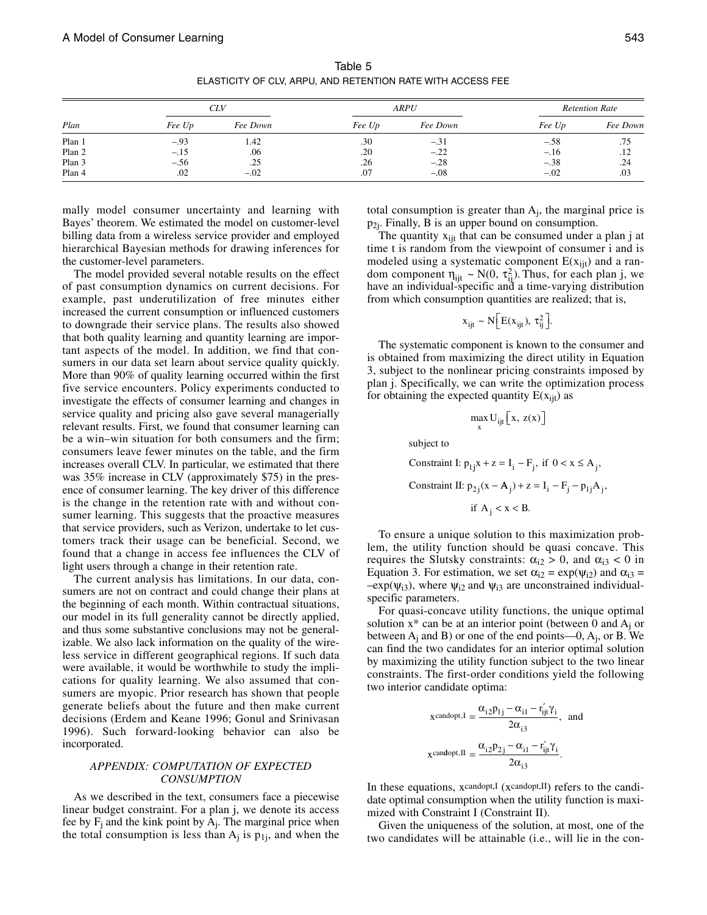Table 5
ELASTICITY OF CLV, ARPU, AND RETENTION RATE WITH ACCESS FEE

| | *CLV* | | *ARPU* | | *Retention Rate* | |
|---|---|---|---|---|---|---|
| *Plan* | *Fee Up* | *Fee Down* | *Fee Up* | *Fee Down* | *Fee Up* | *Fee Down* |
| Plan 1 | –.93 | 1.42 | .30 | –.31 | –.58 | .75 |
| Plan 2 | –.15 | .06 | .20 | –.22 | –.16 | .12 |
| Plan 3 | –.56 | .25 | .26 | –.28 | –.38 | .24 |
| Plan 4 | .02 | –.02 | .07 | –.08 | –.02 | .03 |

mally model consumer uncertainty and learning with Bayes' theorem. We estimated the model on customer-level billing data from a wireless service provider and employed hierarchical Bayesian methods for drawing inferences for the customer-level parameters.

The model provided several notable results on the effect of past consumption dynamics on current decisions. For example, past underutilization of free minutes either increased the current consumption or influenced customers to downgrade their service plans. The results also showed that both quality learning and quantity learning are important aspects of the model. In addition, we find that consumers in our data set learn about service quality quickly. More than 90% of quality learning occurred within the first five service encounters. Policy experiments conducted to investigate the effects of consumer learning and changes in service quality and pricing also gave several managerially relevant results. First, we found that consumer learning can be a win–win situation for both consumers and the firm; consumers leave fewer minutes on the table, and the firm increases overall CLV. In particular, we estimated that there was 35% increase in CLV (approximately $75) in the presence of consumer learning. The key driver of this difference is the change in the retention rate with and without consumer learning. This suggests that the proactive measures that service providers, such as Verizon, undertake to let customers track their usage can be beneficial. Second, we found that a change in access fee influences the CLV of light users through a change in their retention rate.

The current analysis has limitations. In our data, consumers are not on contract and could change their plans at the beginning of each month. Within contractual situations, our model in its full generality cannot be directly applied, and thus some substantive conclusions may not be generalizable. We also lack information on the quality of the wireless service in different geographical regions. If such data were available, it would be worthwhile to study the implications for quality learning. We also assumed that consumers are myopic. Prior research has shown that people generate beliefs about the future and then make current decisions (Erdem and Keane 1996; Gonul and Srinivasan 1996). Such forward-looking behavior can also be incorporated.

## *APPENDIX: COMPUTATION OF EXPECTED CONSUMPTION*

As we described in the text, consumers face a piecewise linear budget constraint. For a plan j, we denote its access fee by $F_j$ and the kink point by $A_j$. The marginal price when the total consumption is less than $A_j$ is $p_{1j}$, and when the total consumption is greater than $A_j$, the marginal price is $p_{2j}$. Finally, B is an upper bound on consumption.

The quantity $x_{ijt}$ that can be consumed under a plan j at time t is random from the viewpoint of consumer i and is modeled using a systematic component $E(x_{ijt})$ and a random component $\eta_{ijt} \sim N(0, \tau_{ij}^2)$. Thus, for each plan j, we have an individual-specific and a time-varying distribution from which consumption quantities are realized; that is,

$$x_{ijt} \sim N\left[E(x_{ijt}),\ \tau_{ij}^2\right].$$

The systematic component is known to the consumer and is obtained from maximizing the direct utility in Equation 3, subject to the nonlinear pricing constraints imposed by plan j. Specifically, we can write the optimization process for obtaining the expected quantity $E(x_{ijt})$ as

$$\max_{x} U_{ijt}\left[x,\ z(x)\right].$$

subject to

$$\text{Constraint I: } p_{1j}x + z = I_i - F_j, \text{ if } 0 < x \leq A_j,$$

$$\text{Constraint II: } p_{2j}(x - A_j) + z = I_i - F_j - p_{1j}A_j,$$

$$\text{if } A_j < x < B.$$

To ensure a unique solution to this maximization problem, the utility function should be quasi concave. This requires the Slutsky constraints: $\alpha_{i2} > 0$, and $\alpha_{i3} < 0$ in Equation 3. For estimation, we set $\alpha_{i2} = \exp(\psi_{i2})$ and $\alpha_{i3} = -\exp(\psi_{i3})$, where $\psi_{i2}$ and $\psi_{i3}$ are unconstrained individual-specific parameters.

For quasi-concave utility functions, the unique optimal solution $x^*$ can be at an interior point (between 0 and $A_j$ or between $A_j$ and B) or one of the end points—0, $A_j$, or B. We can find the two candidates for an interior optimal solution by maximizing the utility function subject to the two linear constraints. The first-order conditions yield the following two interior candidate optima:

$$x^{candopt,I} = \frac{\alpha_{i2}p_{1j} - \alpha_{i1} - r_{ijt}'\gamma_i}{2\alpha_{i3}}, \text{ and}$$

$$x^{candopt,II} = \frac{\alpha_{i2}p_{2j} - \alpha_{i1} - r_{ijt}'\gamma_i}{2\alpha_{i3}}.$$

In these equations, $x^{candopt,I}$ ($x^{candopt,II}$) refers to the candidate optimal consumption when the utility function is maximized with Constraint I (Constraint II).

Given the uniqueness of the solution, at most, one of the two candidates will be attainable (i.e., will lie in the con-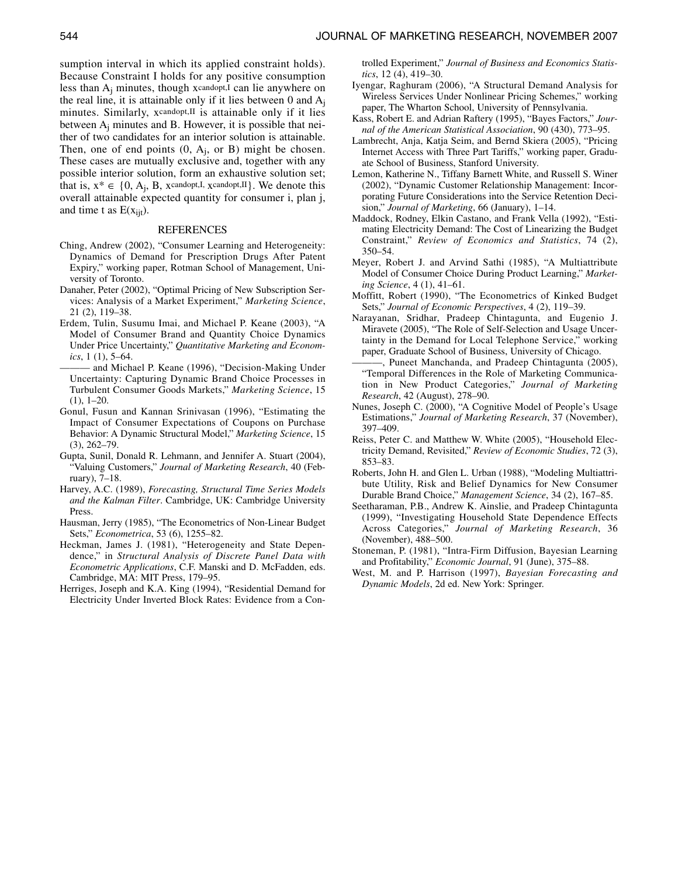sumption interval in which its applied constraint holds). Because Constraint I holds for any positive consumption less than $A_j$ minutes, though $x^{candopt,I}$ can lie anywhere on the real line, it is attainable only if it lies between 0 and $A_j$ minutes. Similarly, $x^{candopt,II}$ is attainable only if it lies between $A_j$ minutes and B. However, it is possible that neither of two candidates for an interior solution is attainable. Then, one of end points (0, $A_j$, or B) might be chosen. These cases are mutually exclusive and, together with any possible interior solution, form an exhaustive solution set; that is, $x^* \in \{0, A_j, B, x^{candopt,I}, x^{candopt,II}\}$. We denote this overall attainable expected quantity for consumer i, plan j, and time t as $E(x_{ijt})$.

## REFERENCES

Ching, Andrew (2002), "Consumer Learning and Heterogeneity: Dynamics of Demand for Prescription Drugs After Patent Expiry," working paper, Rotman School of Management, University of Toronto.

Danaher, Peter (2002), "Optimal Pricing of New Subscription Services: Analysis of a Market Experiment," *Marketing Science*, 21 (2), 119–38.

Erdem, Tulin, Susumu Imai, and Michael P. Keane (2003), "A Model of Consumer Brand and Quantity Choice Dynamics Under Price Uncertainty," *Quantitative Marketing and Economics*, 1 (1), 5–64.

——— and Michael P. Keane (1996), "Decision-Making Under Uncertainty: Capturing Dynamic Brand Choice Processes in Turbulent Consumer Goods Markets," *Marketing Science*, 15 (1), 1–20.

Gonul, Fusun and Kannan Srinivasan (1996), "Estimating the Impact of Consumer Expectations of Coupons on Purchase Behavior: A Dynamic Structural Model," *Marketing Science*, 15 (3), 262–79.

Gupta, Sunil, Donald R. Lehmann, and Jennifer A. Stuart (2004), "Valuing Customers," *Journal of Marketing Research*, 40 (February), 7–18.

Harvey, A.C. (1989), *Forecasting, Structural Time Series Models and the Kalman Filter*. Cambridge, UK: Cambridge University Press.

Hausman, Jerry (1985), "The Econometrics of Non-Linear Budget Sets," *Econometrica*, 53 (6), 1255–82.

Heckman, James J. (1981), "Heterogeneity and State Dependence," in *Structural Analysis of Discrete Panel Data with Econometric Applications*, C.F. Manski and D. McFadden, eds. Cambridge, MA: MIT Press, 179–95.

Herriges, Joseph and K.A. King (1994), "Residential Demand for Electricity Under Inverted Block Rates: Evidence from a Controlled Experiment," *Journal of Business and Economics Statistics*, 12 (4), 419–30.

Iyengar, Raghuram (2006), "A Structural Demand Analysis for Wireless Services Under Nonlinear Pricing Schemes," working paper, The Wharton School, University of Pennsylvania.

Kass, Robert E. and Adrian Raftery (1995), "Bayes Factors," *Journal of the American Statistical Association*, 90 (430), 773–95.

Lambrecht, Anja, Katja Seim, and Bernd Skiera (2005), "Pricing Internet Access with Three Part Tariffs," working paper, Graduate School of Business, Stanford University.

Lemon, Katherine N., Tiffany Barnett White, and Russell S. Winer (2002), "Dynamic Customer Relationship Management: Incorporating Future Considerations into the Service Retention Decision," *Journal of Marketing*, 66 (January), 1–14.

Maddock, Rodney, Elkin Castano, and Frank Vella (1992), "Estimating Electricity Demand: The Cost of Linearizing the Budget Constraint," *Review of Economics and Statistics*, 74 (2), 350–54.

Meyer, Robert J. and Arvind Sathi (1985), "A Multiattribute Model of Consumer Choice During Product Learning," *Marketing Science*, 4 (1), 41–61.

Moffitt, Robert (1990), "The Econometrics of Kinked Budget Sets," *Journal of Economic Perspectives*, 4 (2), 119–39.

Narayanan, Sridhar, Pradeep Chintagunta, and Eugenio J. Miravete (2005), "The Role of Self-Selection and Usage Uncertainty in the Demand for Local Telephone Service," working paper, Graduate School of Business, University of Chicago.

———, Puneet Manchanda, and Pradeep Chintagunta (2005), "Temporal Differences in the Role of Marketing Communication in New Product Categories," *Journal of Marketing Research*, 42 (August), 278–90.

Nunes, Joseph C. (2000), "A Cognitive Model of People's Usage Estimations," *Journal of Marketing Research*, 37 (November), 397–409.

Reiss, Peter C. and Matthew W. White (2005), "Household Electricity Demand, Revisited," *Review of Economic Studies*, 72 (3), 853–83.

Roberts, John H. and Glen L. Urban (1988), "Modeling Multiattribute Utility, Risk and Belief Dynamics for New Consumer Durable Brand Choice," *Management Science*, 34 (2), 167–85.

Seetharaman, P.B., Andrew K. Ainslie, and Pradeep Chintagunta (1999), "Investigating Household State Dependence Effects Across Categories," *Journal of Marketing Research*, 36 (November), 488–500.

Stoneman, P. (1981), "Intra-Firm Diffusion, Bayesian Learning and Profitability," *Economic Journal*, 91 (June), 375–88.

West, M. and P. Harrison (1997), *Bayesian Forecasting and Dynamic Models*, 2d ed. New York: Springer.